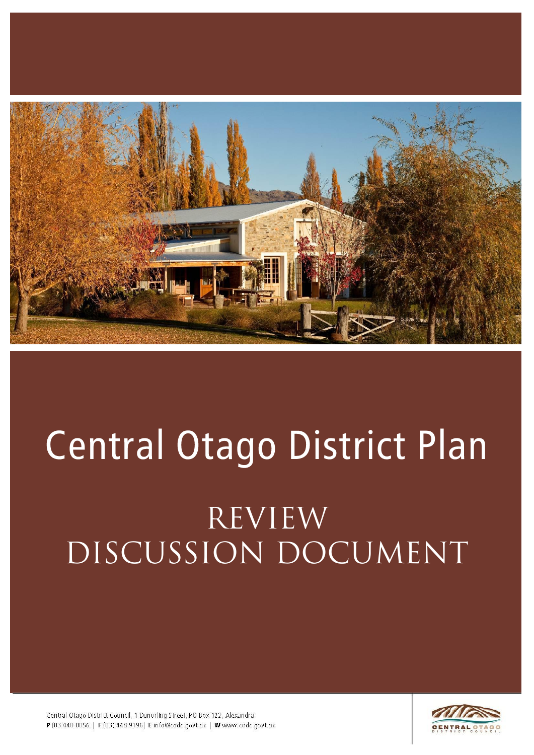# Central Otago District Plan

## REVIEW DISCUSSION DOCUMENT

Central Otago District Council, 1 Dunorling Street, PO Box 122, Alexandra
**P** (03 440 0056 | **F** (03) 448 9196| **E** info@codc.govt.nz | **W** www.codc.govt.nz

CENTRAL OTAGO DISTRICT COUNCIL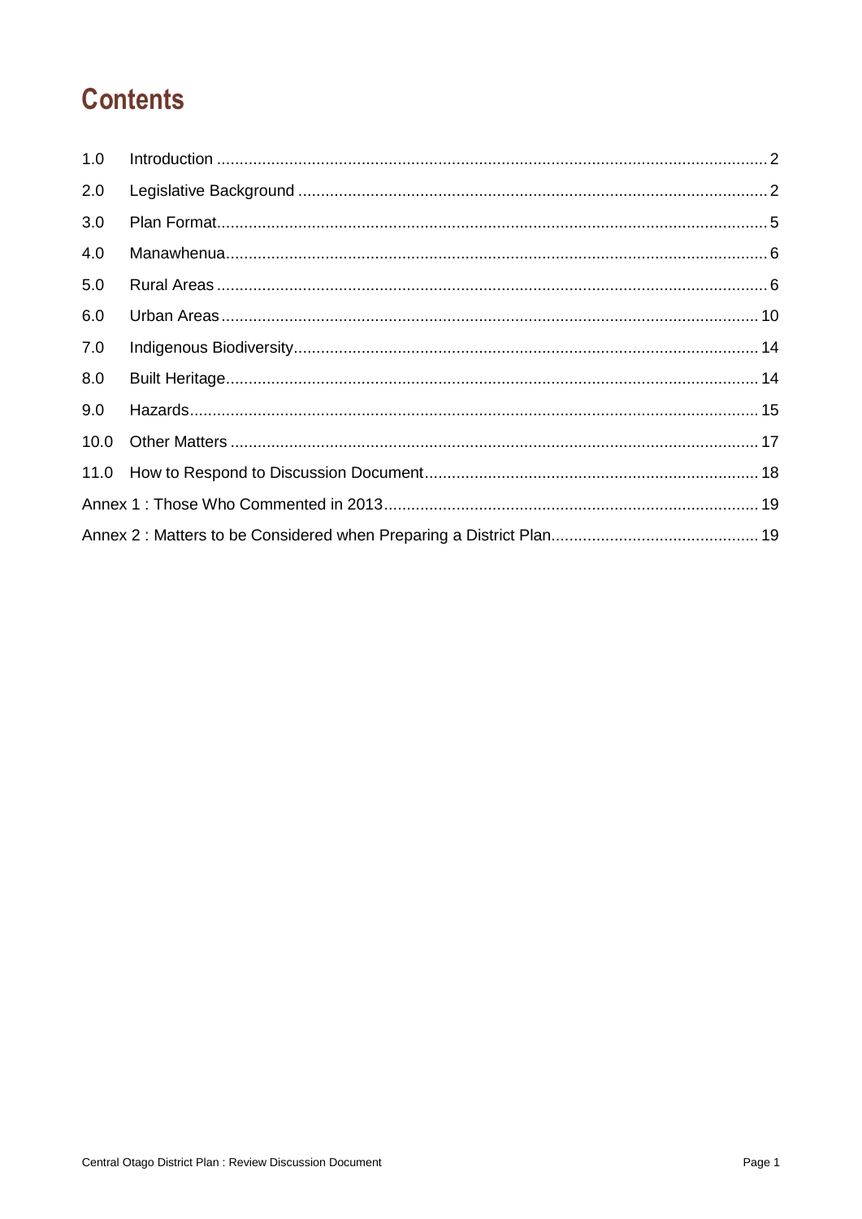# Contents

| | | |
|---|---|---|
| 1.0 | Introduction | 2 |
| 2.0 | Legislative Background | 2 |
| 3.0 | Plan Format | 5 |
| 4.0 | Manawhenua | 6 |
| 5.0 | Rural Areas | 6 |
| 6.0 | Urban Areas | 10 |
| 7.0 | Indigenous Biodiversity | 14 |
| 8.0 | Built Heritage | 14 |
| 9.0 | Hazards | 15 |
| 10.0 | Other Matters | 17 |
| 11.0 | How to Respond to Discussion Document | 18 |
| Annex 1 : Those Who Commented in 2013 | | 19 |
| Annex 2 : Matters to be Considered when Preparing a District Plan | | 19 |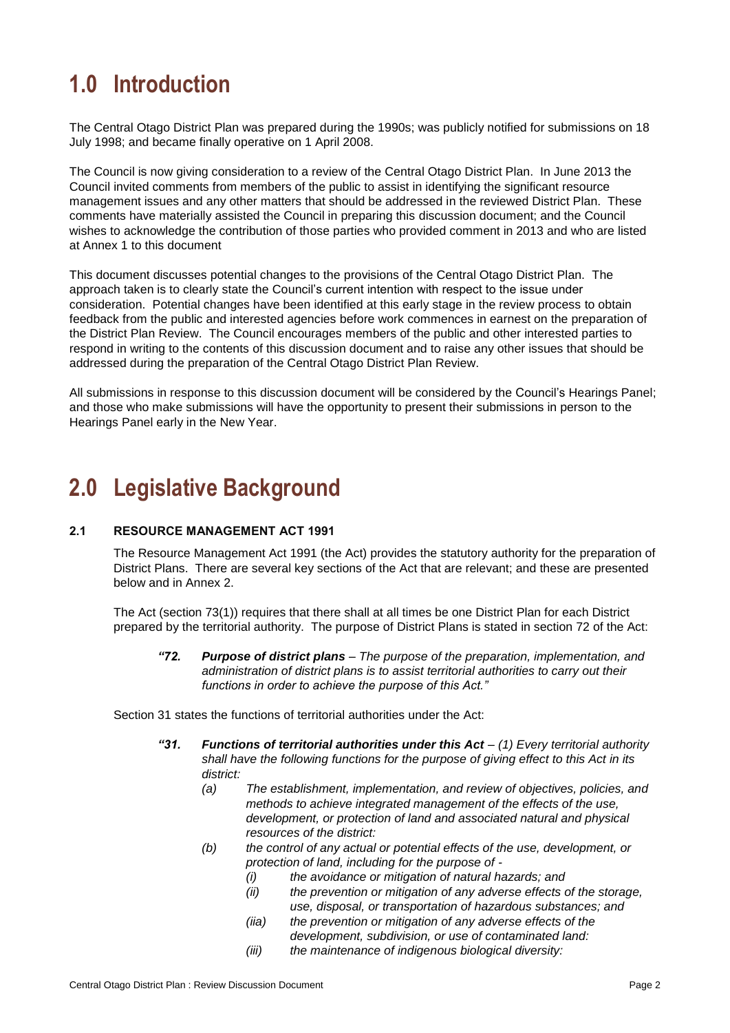# 1.0 Introduction

The Central Otago District Plan was prepared during the 1990s; was publicly notified for submissions on 18 July 1998; and became finally operative on 1 April 2008.

The Council is now giving consideration to a review of the Central Otago District Plan. In June 2013 the Council invited comments from members of the public to assist in identifying the significant resource management issues and any other matters that should be addressed in the reviewed District Plan. These comments have materially assisted the Council in preparing this discussion document; and the Council wishes to acknowledge the contribution of those parties who provided comment in 2013 and who are listed at Annex 1 to this document

This document discusses potential changes to the provisions of the Central Otago District Plan. The approach taken is to clearly state the Council's current intention with respect to the issue under consideration. Potential changes have been identified at this early stage in the review process to obtain feedback from the public and interested agencies before work commences in earnest on the preparation of the District Plan Review. The Council encourages members of the public and other interested parties to respond in writing to the contents of this discussion document and to raise any other issues that should be addressed during the preparation of the Central Otago District Plan Review.

All submissions in response to this discussion document will be considered by the Council's Hearings Panel; and those who make submissions will have the opportunity to present their submissions in person to the Hearings Panel early in the New Year.

# 2.0 Legislative Background

### 2.1 RESOURCE MANAGEMENT ACT 1991

The Resource Management Act 1991 (the Act) provides the statutory authority for the preparation of District Plans. There are several key sections of the Act that are relevant; and these are presented below and in Annex 2.

The Act (section 73(1)) requires that there shall at all times be one District Plan for each District prepared by the territorial authority. The purpose of District Plans is stated in section 72 of the Act:

> ***"72. Purpose of district plans** – The purpose of the preparation, implementation, and administration of district plans is to assist territorial authorities to carry out their functions in order to achieve the purpose of this Act."*

Section 31 states the functions of territorial authorities under the Act:

> ***"31. Functions of territorial authorities under this Act** – (1) Every territorial authority shall have the following functions for the purpose of giving effect to this Act in its district:*
>
> *(a) The establishment, implementation, and review of objectives, policies, and methods to achieve integrated management of the effects of the use, development, or protection of land and associated natural and physical resources of the district:*
>
> *(b) the control of any actual or potential effects of the use, development, or protection of land, including for the purpose of -*
>
> *(i) the avoidance or mitigation of natural hazards; and*
>
> *(ii) the prevention or mitigation of any adverse effects of the storage, use, disposal, or transportation of hazardous substances; and*
>
> *(iia) the prevention or mitigation of any adverse effects of the development, subdivision, or use of contaminated land:*
>
> *(iii) the maintenance of indigenous biological diversity:*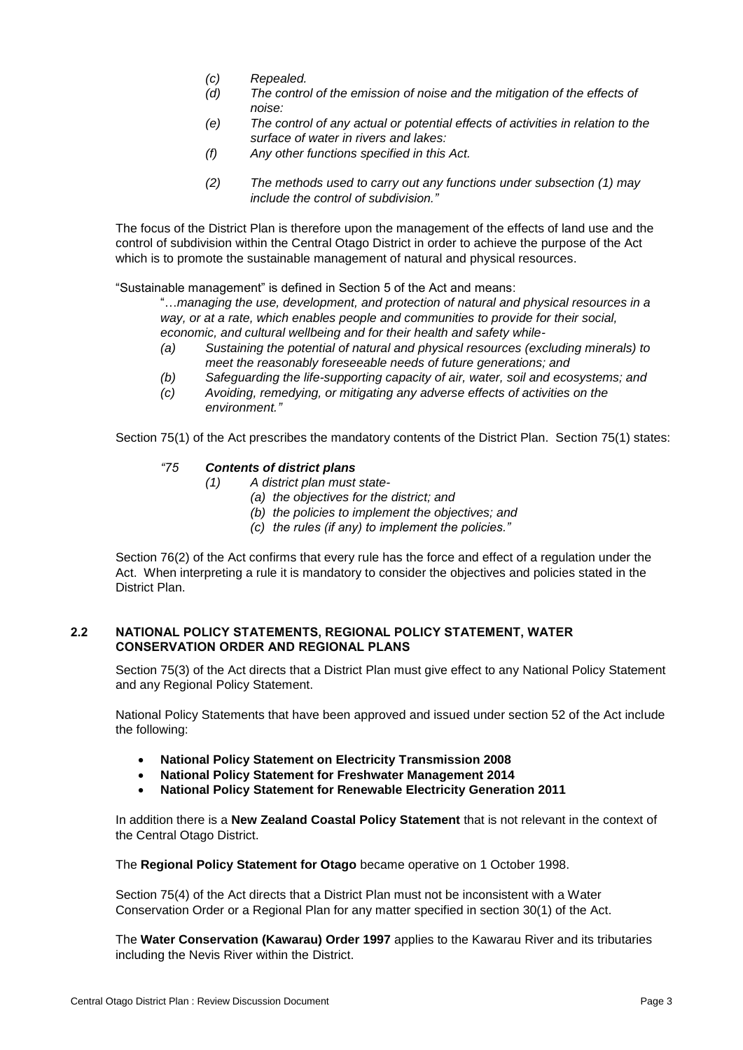*(c) Repealed.*

*(d) The control of the emission of noise and the mitigation of the effects of noise:*

*(e) The control of any actual or potential effects of activities in relation to the surface of water in rivers and lakes:*

*(f) Any other functions specified in this Act.*

*(2) The methods used to carry out any functions under subsection (1) may include the control of subdivision."*

The focus of the District Plan is therefore upon the management of the effects of land use and the control of subdivision within the Central Otago District in order to achieve the purpose of the Act which is to promote the sustainable management of natural and physical resources.

"Sustainable management" is defined in Section 5 of the Act and means:

> "…*managing the use, development, and protection of natural and physical resources in a way, or at a rate, which enables people and communities to provide for their social, economic, and cultural wellbeing and for their health and safety while-*
>
> *(a) Sustaining the potential of natural and physical resources (excluding minerals) to meet the reasonably foreseeable needs of future generations; and*
>
> *(b) Safeguarding the life-supporting capacity of air, water, soil and ecosystems; and*
>
> *(c) Avoiding, remedying, or mitigating any adverse effects of activities on the environment."*

Section 75(1) of the Act prescribes the mandatory contents of the District Plan. Section 75(1) states:

> *"75 **Contents of district plans***
>
> *(1) A district plan must state-*
>
> *(a) the objectives for the district; and*
>
> *(b) the policies to implement the objectives; and*
>
> *(c) the rules (if any) to implement the policies."*

Section 76(2) of the Act confirms that every rule has the force and effect of a regulation under the Act. When interpreting a rule it is mandatory to consider the objectives and policies stated in the District Plan.

### 2.2 NATIONAL POLICY STATEMENTS, REGIONAL POLICY STATEMENT, WATER CONSERVATION ORDER AND REGIONAL PLANS

Section 75(3) of the Act directs that a District Plan must give effect to any National Policy Statement and any Regional Policy Statement.

National Policy Statements that have been approved and issued under section 52 of the Act include the following:

- **National Policy Statement on Electricity Transmission 2008**
- **National Policy Statement for Freshwater Management 2014**
- **National Policy Statement for Renewable Electricity Generation 2011**

In addition there is a **New Zealand Coastal Policy Statement** that is not relevant in the context of the Central Otago District.

The **Regional Policy Statement for Otago** became operative on 1 October 1998.

Section 75(4) of the Act directs that a District Plan must not be inconsistent with a Water Conservation Order or a Regional Plan for any matter specified in section 30(1) of the Act.

The **Water Conservation (Kawarau) Order 1997** applies to the Kawarau River and its tributaries including the Nevis River within the District.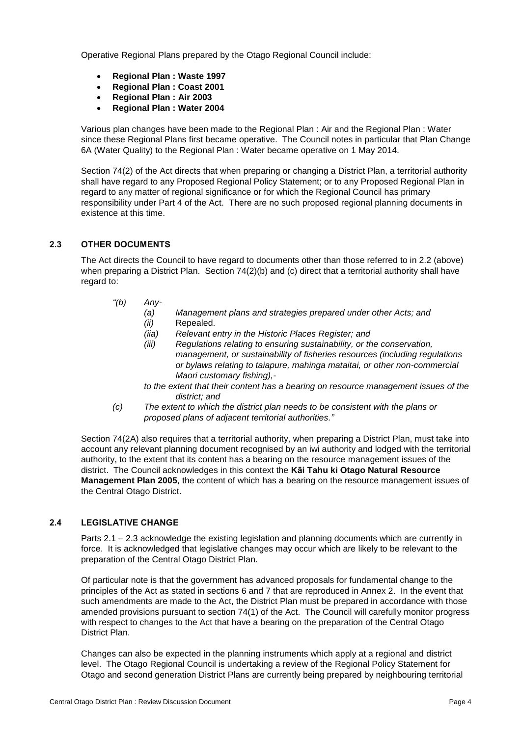Operative Regional Plans prepared by the Otago Regional Council include:

- **Regional Plan : Waste 1997**
- **Regional Plan : Coast 2001**
- **Regional Plan : Air 2003**
- **Regional Plan : Water 2004**

Various plan changes have been made to the Regional Plan : Air and the Regional Plan : Water since these Regional Plans first became operative. The Council notes in particular that Plan Change 6A (Water Quality) to the Regional Plan : Water became operative on 1 May 2014.

Section 74(2) of the Act directs that when preparing or changing a District Plan, a territorial authority shall have regard to any Proposed Regional Policy Statement; or to any Proposed Regional Plan in regard to any matter of regional significance or for which the Regional Council has primary responsibility under Part 4 of the Act. There are no such proposed regional planning documents in existence at this time.

## 2.3 OTHER DOCUMENTS

The Act directs the Council to have regard to documents other than those referred to in 2.2 (above) when preparing a District Plan. Section 74(2)(b) and (c) direct that a territorial authority shall have regard to:

> *"(b) Any-*
>
> *(a) Management plans and strategies prepared under other Acts; and*
>
> *(ii)* Repealed.
>
> *(iia) Relevant entry in the Historic Places Register; and*
>
> *(iii) Regulations relating to ensuring sustainability, or the conservation, management, or sustainability of fisheries resources (including regulations or bylaws relating to taiapure, mahinga mataitai, or other non-commercial Maori customary fishing),-*
>
> *to the extent that their content has a bearing on resource management issues of the district; and*
>
> *(c) The extent to which the district plan needs to be consistent with the plans or proposed plans of adjacent territorial authorities."*

Section 74(2A) also requires that a territorial authority, when preparing a District Plan, must take into account any relevant planning document recognised by an iwi authority and lodged with the territorial authority, to the extent that its content has a bearing on the resource management issues of the district. The Council acknowledges in this context the **Kāi Tahu ki Otago Natural Resource Management Plan 2005**, the content of which has a bearing on the resource management issues of the Central Otago District.

## 2.4 LEGISLATIVE CHANGE

Parts 2.1 – 2.3 acknowledge the existing legislation and planning documents which are currently in force. It is acknowledged that legislative changes may occur which are likely to be relevant to the preparation of the Central Otago District Plan.

Of particular note is that the government has advanced proposals for fundamental change to the principles of the Act as stated in sections 6 and 7 that are reproduced in Annex 2. In the event that such amendments are made to the Act, the District Plan must be prepared in accordance with those amended provisions pursuant to section 74(1) of the Act. The Council will carefully monitor progress with respect to changes to the Act that have a bearing on the preparation of the Central Otago District Plan.

Changes can also be expected in the planning instruments which apply at a regional and district level. The Otago Regional Council is undertaking a review of the Regional Policy Statement for Otago and second generation District Plans are currently being prepared by neighbouring territorial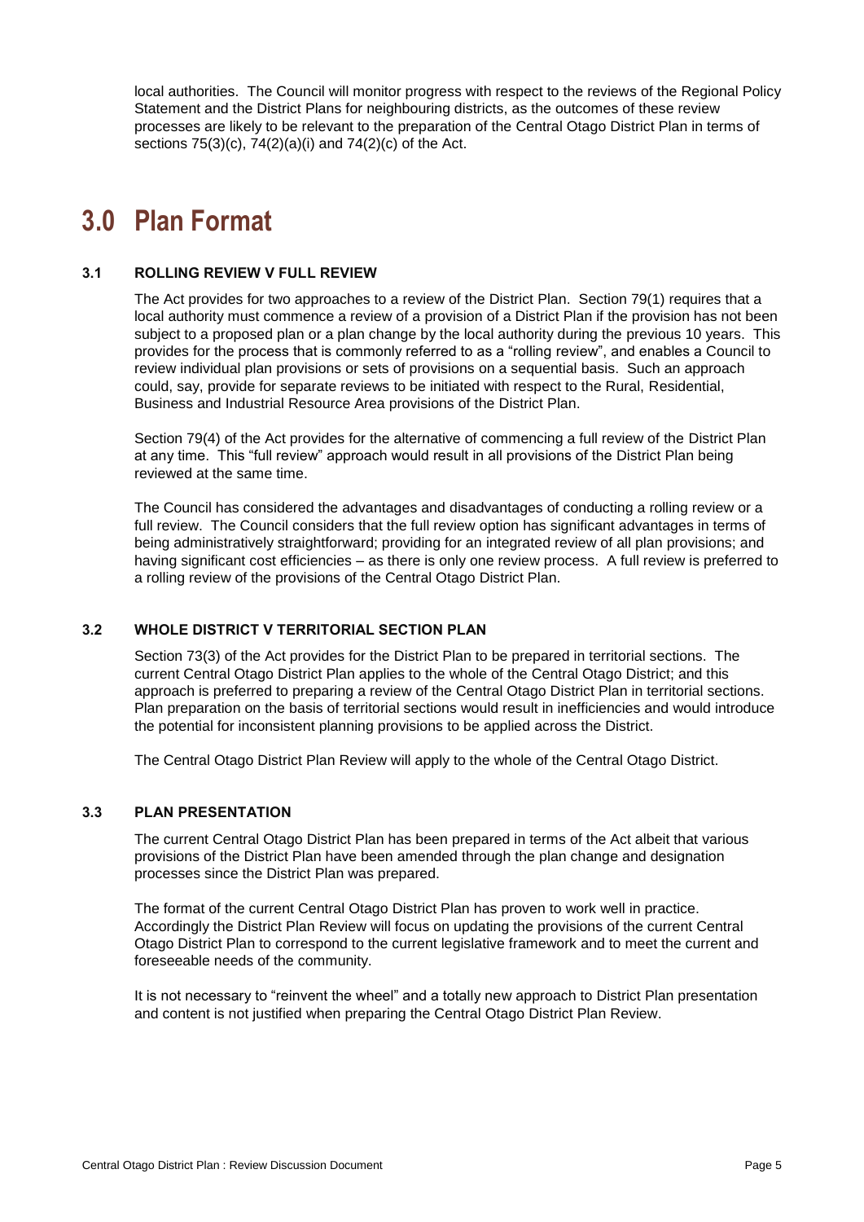local authorities. The Council will monitor progress with respect to the reviews of the Regional Policy Statement and the District Plans for neighbouring districts, as the outcomes of these review processes are likely to be relevant to the preparation of the Central Otago District Plan in terms of sections 75(3)(c), 74(2)(a)(i) and 74(2)(c) of the Act.

# 3.0 Plan Format

### 3.1 ROLLING REVIEW V FULL REVIEW

The Act provides for two approaches to a review of the District Plan. Section 79(1) requires that a local authority must commence a review of a provision of a District Plan if the provision has not been subject to a proposed plan or a plan change by the local authority during the previous 10 years. This provides for the process that is commonly referred to as a "rolling review", and enables a Council to review individual plan provisions or sets of provisions on a sequential basis. Such an approach could, say, provide for separate reviews to be initiated with respect to the Rural, Residential, Business and Industrial Resource Area provisions of the District Plan.

Section 79(4) of the Act provides for the alternative of commencing a full review of the District Plan at any time. This "full review" approach would result in all provisions of the District Plan being reviewed at the same time.

The Council has considered the advantages and disadvantages of conducting a rolling review or a full review. The Council considers that the full review option has significant advantages in terms of being administratively straightforward; providing for an integrated review of all plan provisions; and having significant cost efficiencies – as there is only one review process. A full review is preferred to a rolling review of the provisions of the Central Otago District Plan.

### 3.2 WHOLE DISTRICT V TERRITORIAL SECTION PLAN

Section 73(3) of the Act provides for the District Plan to be prepared in territorial sections. The current Central Otago District Plan applies to the whole of the Central Otago District; and this approach is preferred to preparing a review of the Central Otago District Plan in territorial sections. Plan preparation on the basis of territorial sections would result in inefficiencies and would introduce the potential for inconsistent planning provisions to be applied across the District.

The Central Otago District Plan Review will apply to the whole of the Central Otago District.

### 3.3 PLAN PRESENTATION

The current Central Otago District Plan has been prepared in terms of the Act albeit that various provisions of the District Plan have been amended through the plan change and designation processes since the District Plan was prepared.

The format of the current Central Otago District Plan has proven to work well in practice. Accordingly the District Plan Review will focus on updating the provisions of the current Central Otago District Plan to correspond to the current legislative framework and to meet the current and foreseeable needs of the community.

It is not necessary to "reinvent the wheel" and a totally new approach to District Plan presentation and content is not justified when preparing the Central Otago District Plan Review.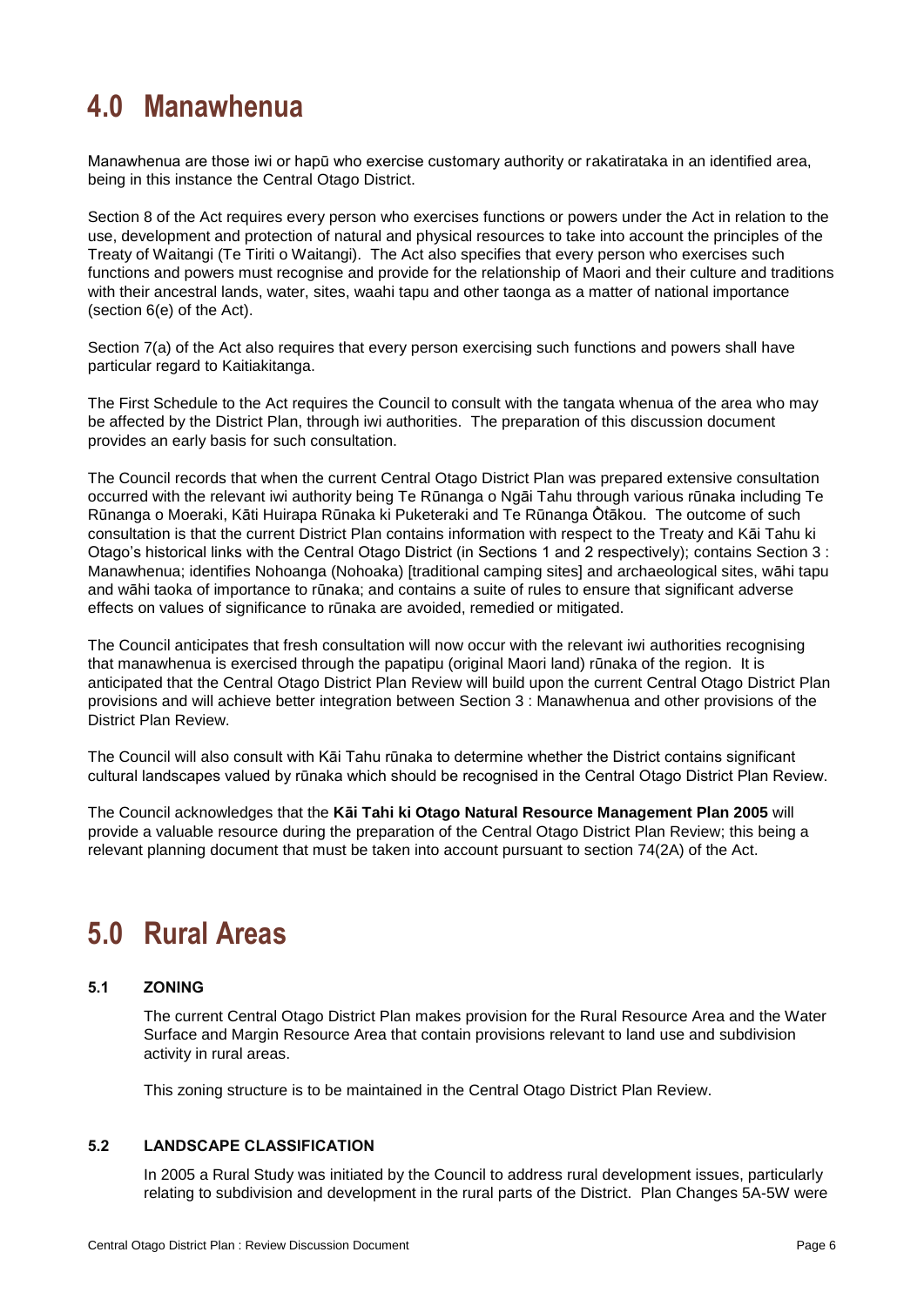# 4.0 Manawhenua

Manawhenua are those iwi or hapū who exercise customary authority or rakatirataka in an identified area, being in this instance the Central Otago District.

Section 8 of the Act requires every person who exercises functions or powers under the Act in relation to the use, development and protection of natural and physical resources to take into account the principles of the Treaty of Waitangi (Te Tiriti o Waitangi). The Act also specifies that every person who exercises such functions and powers must recognise and provide for the relationship of Maori and their culture and traditions with their ancestral lands, water, sites, waahi tapu and other taonga as a matter of national importance (section 6(e) of the Act).

Section 7(a) of the Act also requires that every person exercising such functions and powers shall have particular regard to Kaitiakitanga.

The First Schedule to the Act requires the Council to consult with the tangata whenua of the area who may be affected by the District Plan, through iwi authorities. The preparation of this discussion document provides an early basis for such consultation.

The Council records that when the current Central Otago District Plan was prepared extensive consultation occurred with the relevant iwi authority being Te Rūnanga o Ngāi Tahu through various rūnaka including Te Rūnanga o Moeraki, Kāti Huirapa Rūnaka ki Puketeraki and Te Rūnanga Ōtākou. The outcome of such consultation is that the current District Plan contains information with respect to the Treaty and Kāi Tahu ki Otago's historical links with the Central Otago District (in Sections 1 and 2 respectively); contains Section 3 : Manawhenua; identifies Nohoanga (Nohoaka) [traditional camping sites] and archaeological sites, wāhi tapu and wāhi taoka of importance to rūnaka; and contains a suite of rules to ensure that significant adverse effects on values of significance to rūnaka are avoided, remedied or mitigated.

The Council anticipates that fresh consultation will now occur with the relevant iwi authorities recognising that manawhenua is exercised through the papatipu (original Maori land) rūnaka of the region. It is anticipated that the Central Otago District Plan Review will build upon the current Central Otago District Plan provisions and will achieve better integration between Section 3 : Manawhenua and other provisions of the District Plan Review.

The Council will also consult with Kāi Tahu rūnaka to determine whether the District contains significant cultural landscapes valued by rūnaka which should be recognised in the Central Otago District Plan Review.

The Council acknowledges that the **Kāi Tahi ki Otago Natural Resource Management Plan 2005** will provide a valuable resource during the preparation of the Central Otago District Plan Review; this being a relevant planning document that must be taken into account pursuant to section 74(2A) of the Act.

# 5.0 Rural Areas

## 5.1 ZONING

The current Central Otago District Plan makes provision for the Rural Resource Area and the Water Surface and Margin Resource Area that contain provisions relevant to land use and subdivision activity in rural areas.

This zoning structure is to be maintained in the Central Otago District Plan Review.

## 5.2 LANDSCAPE CLASSIFICATION

In 2005 a Rural Study was initiated by the Council to address rural development issues, particularly relating to subdivision and development in the rural parts of the District. Plan Changes 5A-5W were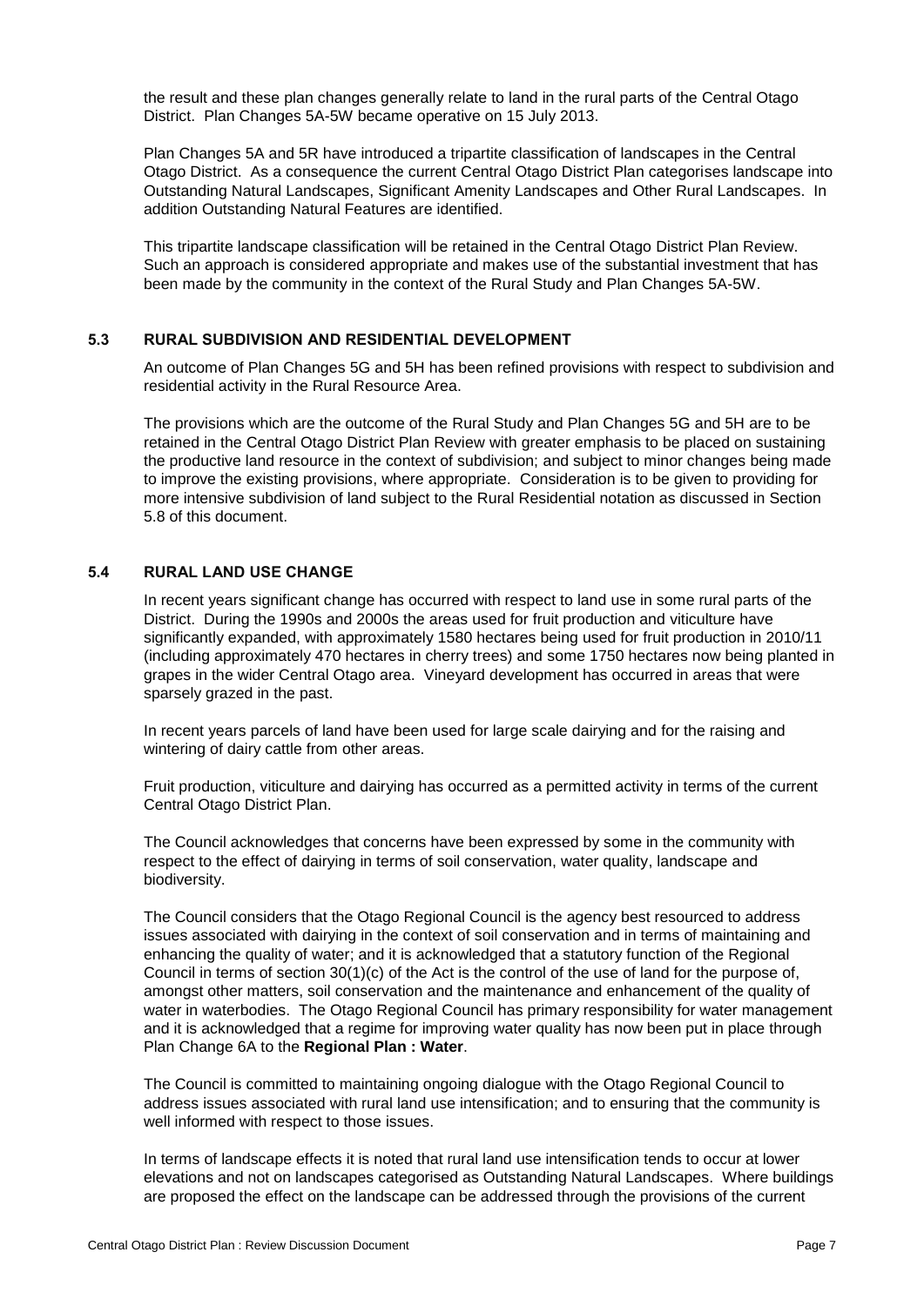the result and these plan changes generally relate to land in the rural parts of the Central Otago District. Plan Changes 5A-5W became operative on 15 July 2013.

Plan Changes 5A and 5R have introduced a tripartite classification of landscapes in the Central Otago District. As a consequence the current Central Otago District Plan categorises landscape into Outstanding Natural Landscapes, Significant Amenity Landscapes and Other Rural Landscapes. In addition Outstanding Natural Features are identified.

This tripartite landscape classification will be retained in the Central Otago District Plan Review. Such an approach is considered appropriate and makes use of the substantial investment that has been made by the community in the context of the Rural Study and Plan Changes 5A-5W.

### 5.3 RURAL SUBDIVISION AND RESIDENTIAL DEVELOPMENT

An outcome of Plan Changes 5G and 5H has been refined provisions with respect to subdivision and residential activity in the Rural Resource Area.

The provisions which are the outcome of the Rural Study and Plan Changes 5G and 5H are to be retained in the Central Otago District Plan Review with greater emphasis to be placed on sustaining the productive land resource in the context of subdivision; and subject to minor changes being made to improve the existing provisions, where appropriate. Consideration is to be given to providing for more intensive subdivision of land subject to the Rural Residential notation as discussed in Section 5.8 of this document.

### 5.4 RURAL LAND USE CHANGE

In recent years significant change has occurred with respect to land use in some rural parts of the District. During the 1990s and 2000s the areas used for fruit production and viticulture have significantly expanded, with approximately 1580 hectares being used for fruit production in 2010/11 (including approximately 470 hectares in cherry trees) and some 1750 hectares now being planted in grapes in the wider Central Otago area. Vineyard development has occurred in areas that were sparsely grazed in the past.

In recent years parcels of land have been used for large scale dairying and for the raising and wintering of dairy cattle from other areas.

Fruit production, viticulture and dairying has occurred as a permitted activity in terms of the current Central Otago District Plan.

The Council acknowledges that concerns have been expressed by some in the community with respect to the effect of dairying in terms of soil conservation, water quality, landscape and biodiversity.

The Council considers that the Otago Regional Council is the agency best resourced to address issues associated with dairying in the context of soil conservation and in terms of maintaining and enhancing the quality of water; and it is acknowledged that a statutory function of the Regional Council in terms of section 30(1)(c) of the Act is the control of the use of land for the purpose of, amongst other matters, soil conservation and the maintenance and enhancement of the quality of water in waterbodies. The Otago Regional Council has primary responsibility for water management and it is acknowledged that a regime for improving water quality has now been put in place through Plan Change 6A to the **Regional Plan : Water**.

The Council is committed to maintaining ongoing dialogue with the Otago Regional Council to address issues associated with rural land use intensification; and to ensuring that the community is well informed with respect to those issues.

In terms of landscape effects it is noted that rural land use intensification tends to occur at lower elevations and not on landscapes categorised as Outstanding Natural Landscapes. Where buildings are proposed the effect on the landscape can be addressed through the provisions of the current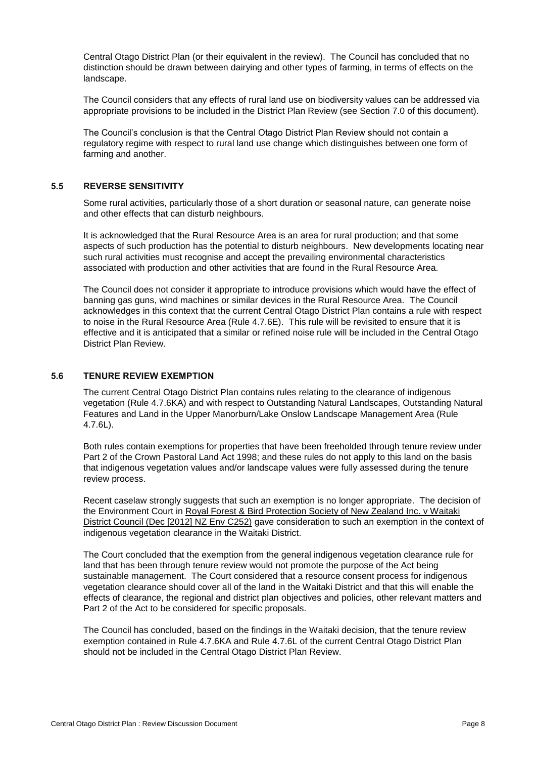Central Otago District Plan (or their equivalent in the review). The Council has concluded that no distinction should be drawn between dairying and other types of farming, in terms of effects on the landscape.

The Council considers that any effects of rural land use on biodiversity values can be addressed via appropriate provisions to be included in the District Plan Review (see Section 7.0 of this document).

The Council's conclusion is that the Central Otago District Plan Review should not contain a regulatory regime with respect to rural land use change which distinguishes between one form of farming and another.

## 5.5 REVERSE SENSITIVITY

Some rural activities, particularly those of a short duration or seasonal nature, can generate noise and other effects that can disturb neighbours.

It is acknowledged that the Rural Resource Area is an area for rural production; and that some aspects of such production has the potential to disturb neighbours. New developments locating near such rural activities must recognise and accept the prevailing environmental characteristics associated with production and other activities that are found in the Rural Resource Area.

The Council does not consider it appropriate to introduce provisions which would have the effect of banning gas guns, wind machines or similar devices in the Rural Resource Area. The Council acknowledges in this context that the current Central Otago District Plan contains a rule with respect to noise in the Rural Resource Area (Rule 4.7.6E). This rule will be revisited to ensure that it is effective and it is anticipated that a similar or refined noise rule will be included in the Central Otago District Plan Review.

## 5.6 TENURE REVIEW EXEMPTION

The current Central Otago District Plan contains rules relating to the clearance of indigenous vegetation (Rule 4.7.6KA) and with respect to Outstanding Natural Landscapes, Outstanding Natural Features and Land in the Upper Manorburn/Lake Onslow Landscape Management Area (Rule 4.7.6L).

Both rules contain exemptions for properties that have been freeholded through tenure review under Part 2 of the Crown Pastoral Land Act 1998; and these rules do not apply to this land on the basis that indigenous vegetation values and/or landscape values were fully assessed during the tenure review process.

Recent caselaw strongly suggests that such an exemption is no longer appropriate. The decision of the Environment Court in Royal Forest & Bird Protection Society of New Zealand Inc. v Waitaki District Council (Dec [2012] NZ Env C252) gave consideration to such an exemption in the context of indigenous vegetation clearance in the Waitaki District.

The Court concluded that the exemption from the general indigenous vegetation clearance rule for land that has been through tenure review would not promote the purpose of the Act being sustainable management. The Court considered that a resource consent process for indigenous vegetation clearance should cover all of the land in the Waitaki District and that this will enable the effects of clearance, the regional and district plan objectives and policies, other relevant matters and Part 2 of the Act to be considered for specific proposals.

The Council has concluded, based on the findings in the Waitaki decision, that the tenure review exemption contained in Rule 4.7.6KA and Rule 4.7.6L of the current Central Otago District Plan should not be included in the Central Otago District Plan Review.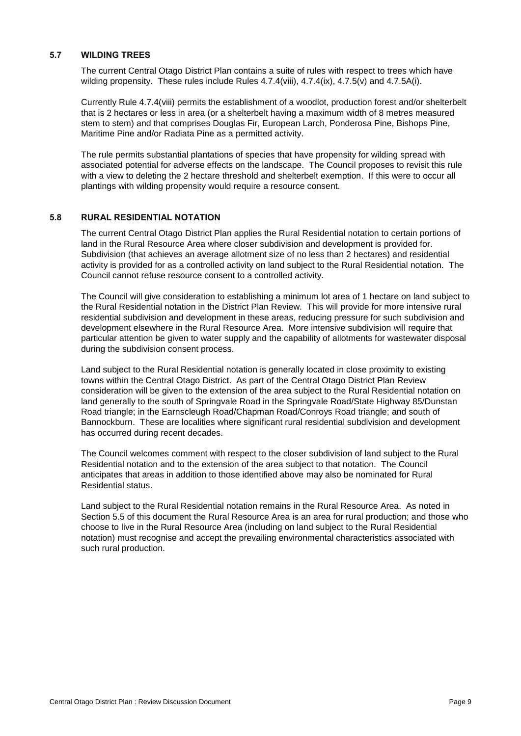## 5.7 WILDING TREES

The current Central Otago District Plan contains a suite of rules with respect to trees which have wilding propensity. These rules include Rules 4.7.4(viii), 4.7.4(ix), 4.7.5(v) and 4.7.5A(i).

Currently Rule 4.7.4(viii) permits the establishment of a woodlot, production forest and/or shelterbelt that is 2 hectares or less in area (or a shelterbelt having a maximum width of 8 metres measured stem to stem) and that comprises Douglas Fir, European Larch, Ponderosa Pine, Bishops Pine, Maritime Pine and/or Radiata Pine as a permitted activity.

The rule permits substantial plantations of species that have propensity for wilding spread with associated potential for adverse effects on the landscape. The Council proposes to revisit this rule with a view to deleting the 2 hectare threshold and shelterbelt exemption. If this were to occur all plantings with wilding propensity would require a resource consent.

## 5.8 RURAL RESIDENTIAL NOTATION

The current Central Otago District Plan applies the Rural Residential notation to certain portions of land in the Rural Resource Area where closer subdivision and development is provided for. Subdivision (that achieves an average allotment size of no less than 2 hectares) and residential activity is provided for as a controlled activity on land subject to the Rural Residential notation. The Council cannot refuse resource consent to a controlled activity.

The Council will give consideration to establishing a minimum lot area of 1 hectare on land subject to the Rural Residential notation in the District Plan Review. This will provide for more intensive rural residential subdivision and development in these areas, reducing pressure for such subdivision and development elsewhere in the Rural Resource Area. More intensive subdivision will require that particular attention be given to water supply and the capability of allotments for wastewater disposal during the subdivision consent process.

Land subject to the Rural Residential notation is generally located in close proximity to existing towns within the Central Otago District. As part of the Central Otago District Plan Review consideration will be given to the extension of the area subject to the Rural Residential notation on land generally to the south of Springvale Road in the Springvale Road/State Highway 85/Dunstan Road triangle; in the Earnscleugh Road/Chapman Road/Conroys Road triangle; and south of Bannockburn. These are localities where significant rural residential subdivision and development has occurred during recent decades.

The Council welcomes comment with respect to the closer subdivision of land subject to the Rural Residential notation and to the extension of the area subject to that notation. The Council anticipates that areas in addition to those identified above may also be nominated for Rural Residential status.

Land subject to the Rural Residential notation remains in the Rural Resource Area. As noted in Section 5.5 of this document the Rural Resource Area is an area for rural production; and those who choose to live in the Rural Resource Area (including on land subject to the Rural Residential notation) must recognise and accept the prevailing environmental characteristics associated with such rural production.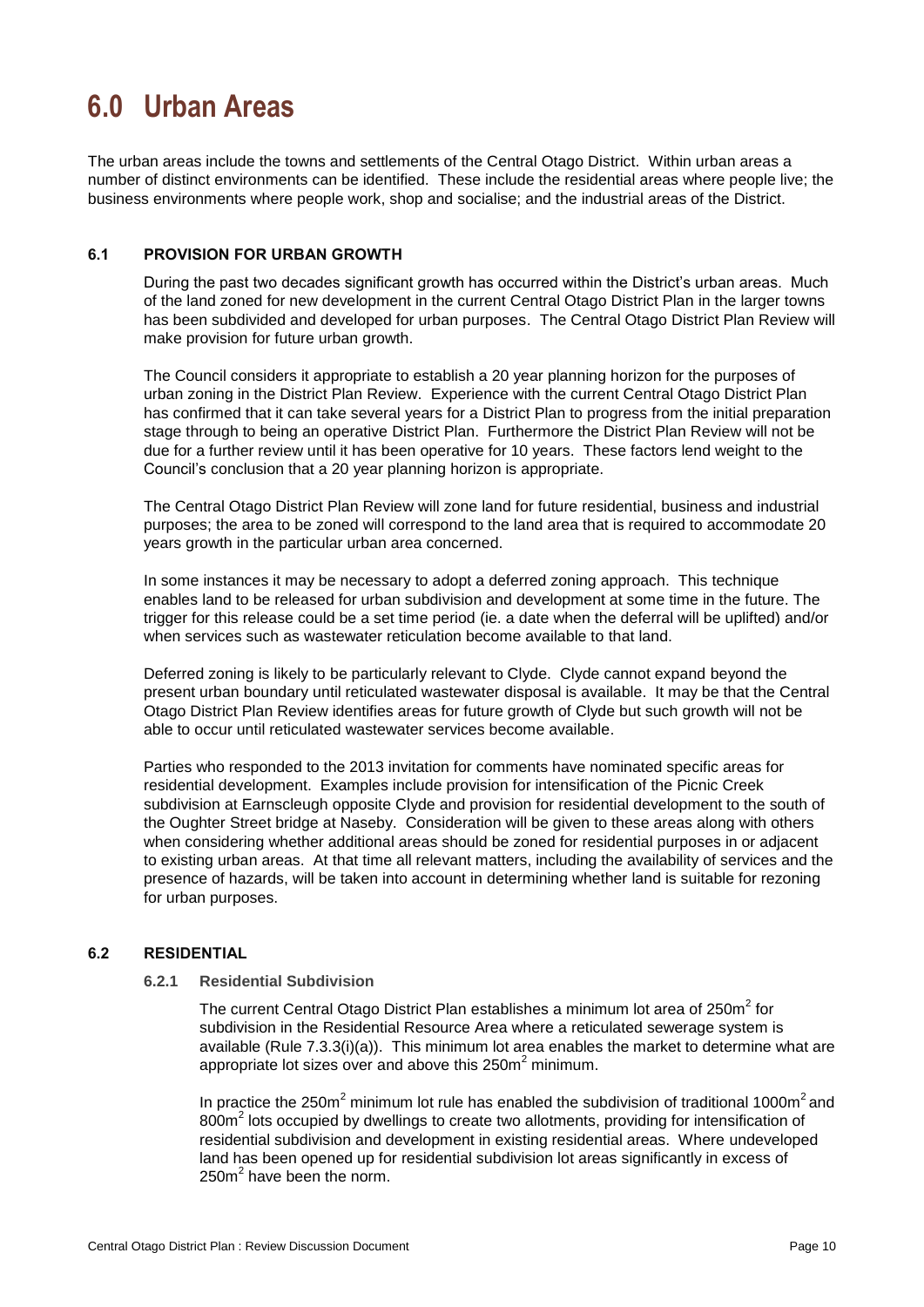# 6.0 Urban Areas

The urban areas include the towns and settlements of the Central Otago District. Within urban areas a number of distinct environments can be identified. These include the residential areas where people live; the business environments where people work, shop and socialise; and the industrial areas of the District.

## 6.1 PROVISION FOR URBAN GROWTH

During the past two decades significant growth has occurred within the District's urban areas. Much of the land zoned for new development in the current Central Otago District Plan in the larger towns has been subdivided and developed for urban purposes. The Central Otago District Plan Review will make provision for future urban growth.

The Council considers it appropriate to establish a 20 year planning horizon for the purposes of urban zoning in the District Plan Review. Experience with the current Central Otago District Plan has confirmed that it can take several years for a District Plan to progress from the initial preparation stage through to being an operative District Plan. Furthermore the District Plan Review will not be due for a further review until it has been operative for 10 years. These factors lend weight to the Council's conclusion that a 20 year planning horizon is appropriate.

The Central Otago District Plan Review will zone land for future residential, business and industrial purposes; the area to be zoned will correspond to the land area that is required to accommodate 20 years growth in the particular urban area concerned.

In some instances it may be necessary to adopt a deferred zoning approach. This technique enables land to be released for urban subdivision and development at some time in the future. The trigger for this release could be a set time period (ie. a date when the deferral will be uplifted) and/or when services such as wastewater reticulation become available to that land.

Deferred zoning is likely to be particularly relevant to Clyde. Clyde cannot expand beyond the present urban boundary until reticulated wastewater disposal is available. It may be that the Central Otago District Plan Review identifies areas for future growth of Clyde but such growth will not be able to occur until reticulated wastewater services become available.

Parties who responded to the 2013 invitation for comments have nominated specific areas for residential development. Examples include provision for intensification of the Picnic Creek subdivision at Earnscleugh opposite Clyde and provision for residential development to the south of the Oughter Street bridge at Naseby. Consideration will be given to these areas along with others when considering whether additional areas should be zoned for residential purposes in or adjacent to existing urban areas. At that time all relevant matters, including the availability of services and the presence of hazards, will be taken into account in determining whether land is suitable for rezoning for urban purposes.

## 6.2 RESIDENTIAL

### 6.2.1 Residential Subdivision

The current Central Otago District Plan establishes a minimum lot area of 250m$^2$ for subdivision in the Residential Resource Area where a reticulated sewerage system is available (Rule 7.3.3(i)(a)). This minimum lot area enables the market to determine what are appropriate lot sizes over and above this 250m$^2$ minimum.

In practice the 250m$^2$ minimum lot rule has enabled the subdivision of traditional 1000m$^2$ and 800m$^2$ lots occupied by dwellings to create two allotments, providing for intensification of residential subdivision and development in existing residential areas. Where undeveloped land has been opened up for residential subdivision lot areas significantly in excess of 250m$^2$ have been the norm.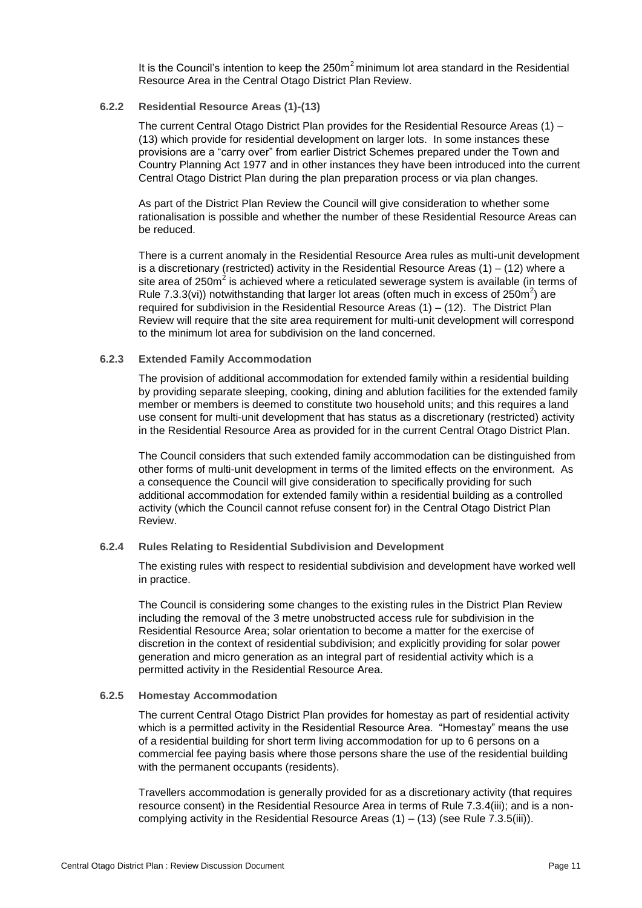It is the Council's intention to keep the $250m^2$ minimum lot area standard in the Residential Resource Area in the Central Otago District Plan Review.

### 6.2.2 Residential Resource Areas (1)-(13)

The current Central Otago District Plan provides for the Residential Resource Areas (1) – (13) which provide for residential development on larger lots. In some instances these provisions are a "carry over" from earlier District Schemes prepared under the Town and Country Planning Act 1977 and in other instances they have been introduced into the current Central Otago District Plan during the plan preparation process or via plan changes.

As part of the District Plan Review the Council will give consideration to whether some rationalisation is possible and whether the number of these Residential Resource Areas can be reduced.

There is a current anomaly in the Residential Resource Area rules as multi-unit development is a discretionary (restricted) activity in the Residential Resource Areas (1) – (12) where a site area of $250m^2$ is achieved where a reticulated sewerage system is available (in terms of Rule 7.3.3(vi)) notwithstanding that larger lot areas (often much in excess of $250m^2$) are required for subdivision in the Residential Resource Areas (1) – (12). The District Plan Review will require that the site area requirement for multi-unit development will correspond to the minimum lot area for subdivision on the land concerned.

### 6.2.3 Extended Family Accommodation

The provision of additional accommodation for extended family within a residential building by providing separate sleeping, cooking, dining and ablution facilities for the extended family member or members is deemed to constitute two household units; and this requires a land use consent for multi-unit development that has status as a discretionary (restricted) activity in the Residential Resource Area as provided for in the current Central Otago District Plan.

The Council considers that such extended family accommodation can be distinguished from other forms of multi-unit development in terms of the limited effects on the environment. As a consequence the Council will give consideration to specifically providing for such additional accommodation for extended family within a residential building as a controlled activity (which the Council cannot refuse consent for) in the Central Otago District Plan Review.

### 6.2.4 Rules Relating to Residential Subdivision and Development

The existing rules with respect to residential subdivision and development have worked well in practice.

The Council is considering some changes to the existing rules in the District Plan Review including the removal of the 3 metre unobstructed access rule for subdivision in the Residential Resource Area; solar orientation to become a matter for the exercise of discretion in the context of residential subdivision; and explicitly providing for solar power generation and micro generation as an integral part of residential activity which is a permitted activity in the Residential Resource Area.

### 6.2.5 Homestay Accommodation

The current Central Otago District Plan provides for homestay as part of residential activity which is a permitted activity in the Residential Resource Area. "Homestay" means the use of a residential building for short term living accommodation for up to 6 persons on a commercial fee paying basis where those persons share the use of the residential building with the permanent occupants (residents).

Travellers accommodation is generally provided for as a discretionary activity (that requires resource consent) in the Residential Resource Area in terms of Rule 7.3.4(iii); and is a non-complying activity in the Residential Resource Areas (1) – (13) (see Rule 7.3.5(iii)).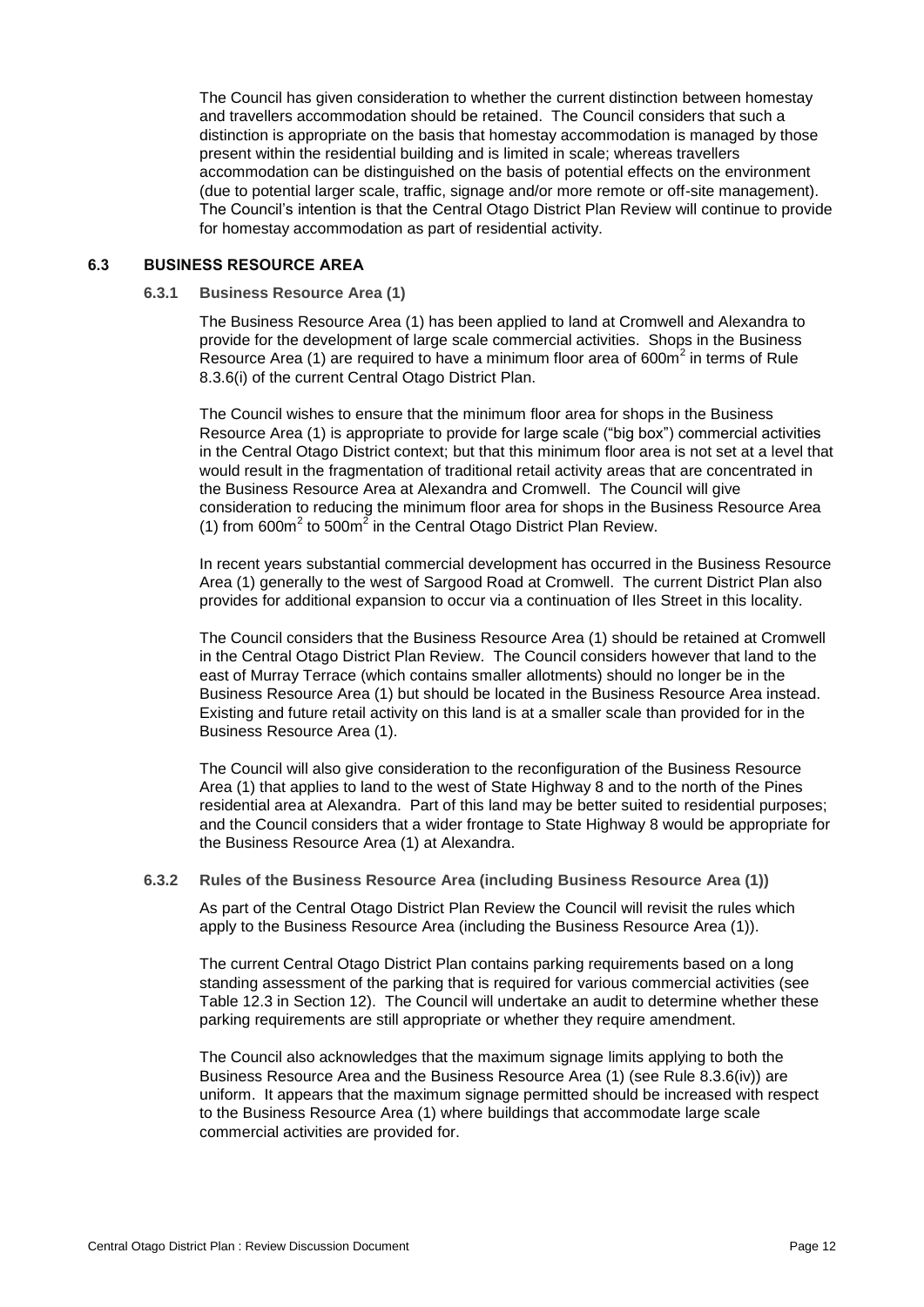The Council has given consideration to whether the current distinction between homestay and travellers accommodation should be retained. The Council considers that such a distinction is appropriate on the basis that homestay accommodation is managed by those present within the residential building and is limited in scale; whereas travellers accommodation can be distinguished on the basis of potential effects on the environment (due to potential larger scale, traffic, signage and/or more remote or off-site management). The Council's intention is that the Central Otago District Plan Review will continue to provide for homestay accommodation as part of residential activity.

## 6.3 BUSINESS RESOURCE AREA

### 6.3.1 Business Resource Area (1)

The Business Resource Area (1) has been applied to land at Cromwell and Alexandra to provide for the development of large scale commercial activities. Shops in the Business Resource Area (1) are required to have a minimum floor area of $600m^2$ in terms of Rule 8.3.6(i) of the current Central Otago District Plan.

The Council wishes to ensure that the minimum floor area for shops in the Business Resource Area (1) is appropriate to provide for large scale ("big box") commercial activities in the Central Otago District context; but that this minimum floor area is not set at a level that would result in the fragmentation of traditional retail activity areas that are concentrated in the Business Resource Area at Alexandra and Cromwell. The Council will give consideration to reducing the minimum floor area for shops in the Business Resource Area (1) from $600m^2$ to $500m^2$ in the Central Otago District Plan Review.

In recent years substantial commercial development has occurred in the Business Resource Area (1) generally to the west of Sargood Road at Cromwell. The current District Plan also provides for additional expansion to occur via a continuation of Iles Street in this locality.

The Council considers that the Business Resource Area (1) should be retained at Cromwell in the Central Otago District Plan Review. The Council considers however that land to the east of Murray Terrace (which contains smaller allotments) should no longer be in the Business Resource Area (1) but should be located in the Business Resource Area instead. Existing and future retail activity on this land is at a smaller scale than provided for in the Business Resource Area (1).

The Council will also give consideration to the reconfiguration of the Business Resource Area (1) that applies to land to the west of State Highway 8 and to the north of the Pines residential area at Alexandra. Part of this land may be better suited to residential purposes; and the Council considers that a wider frontage to State Highway 8 would be appropriate for the Business Resource Area (1) at Alexandra.

### 6.3.2 Rules of the Business Resource Area (including Business Resource Area (1))

As part of the Central Otago District Plan Review the Council will revisit the rules which apply to the Business Resource Area (including the Business Resource Area (1)).

The current Central Otago District Plan contains parking requirements based on a long standing assessment of the parking that is required for various commercial activities (see Table 12.3 in Section 12). The Council will undertake an audit to determine whether these parking requirements are still appropriate or whether they require amendment.

The Council also acknowledges that the maximum signage limits applying to both the Business Resource Area and the Business Resource Area (1) (see Rule 8.3.6(iv)) are uniform. It appears that the maximum signage permitted should be increased with respect to the Business Resource Area (1) where buildings that accommodate large scale commercial activities are provided for.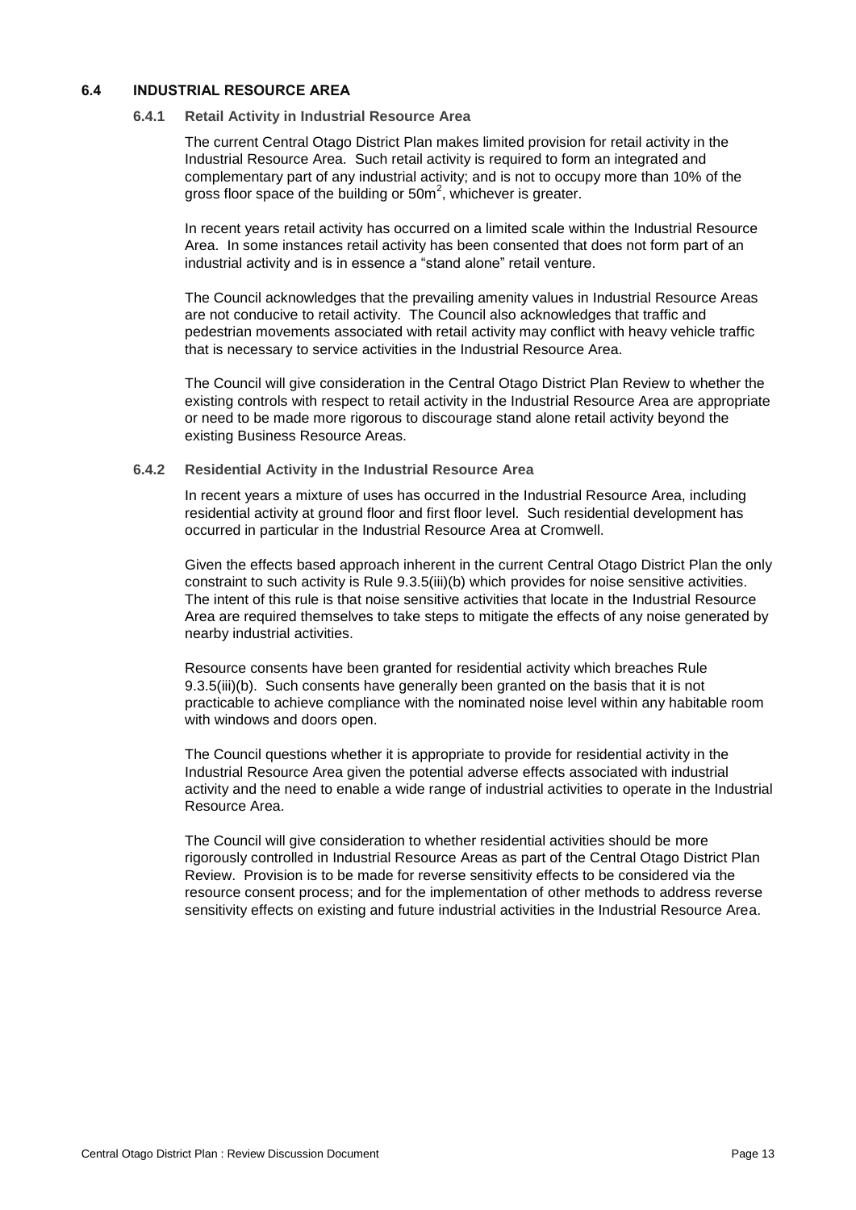## 6.4 INDUSTRIAL RESOURCE AREA

### 6.4.1 Retail Activity in Industrial Resource Area

The current Central Otago District Plan makes limited provision for retail activity in the Industrial Resource Area. Such retail activity is required to form an integrated and complementary part of any industrial activity; and is not to occupy more than 10% of the gross floor space of the building or $50m^2$, whichever is greater.

In recent years retail activity has occurred on a limited scale within the Industrial Resource Area. In some instances retail activity has been consented that does not form part of an industrial activity and is in essence a "stand alone" retail venture.

The Council acknowledges that the prevailing amenity values in Industrial Resource Areas are not conducive to retail activity. The Council also acknowledges that traffic and pedestrian movements associated with retail activity may conflict with heavy vehicle traffic that is necessary to service activities in the Industrial Resource Area.

The Council will give consideration in the Central Otago District Plan Review to whether the existing controls with respect to retail activity in the Industrial Resource Area are appropriate or need to be made more rigorous to discourage stand alone retail activity beyond the existing Business Resource Areas.

### 6.4.2 Residential Activity in the Industrial Resource Area

In recent years a mixture of uses has occurred in the Industrial Resource Area, including residential activity at ground floor and first floor level. Such residential development has occurred in particular in the Industrial Resource Area at Cromwell.

Given the effects based approach inherent in the current Central Otago District Plan the only constraint to such activity is Rule 9.3.5(iii)(b) which provides for noise sensitive activities. The intent of this rule is that noise sensitive activities that locate in the Industrial Resource Area are required themselves to take steps to mitigate the effects of any noise generated by nearby industrial activities.

Resource consents have been granted for residential activity which breaches Rule 9.3.5(iii)(b). Such consents have generally been granted on the basis that it is not practicable to achieve compliance with the nominated noise level within any habitable room with windows and doors open.

The Council questions whether it is appropriate to provide for residential activity in the Industrial Resource Area given the potential adverse effects associated with industrial activity and the need to enable a wide range of industrial activities to operate in the Industrial Resource Area.

The Council will give consideration to whether residential activities should be more rigorously controlled in Industrial Resource Areas as part of the Central Otago District Plan Review. Provision is to be made for reverse sensitivity effects to be considered via the resource consent process; and for the implementation of other methods to address reverse sensitivity effects on existing and future industrial activities in the Industrial Resource Area.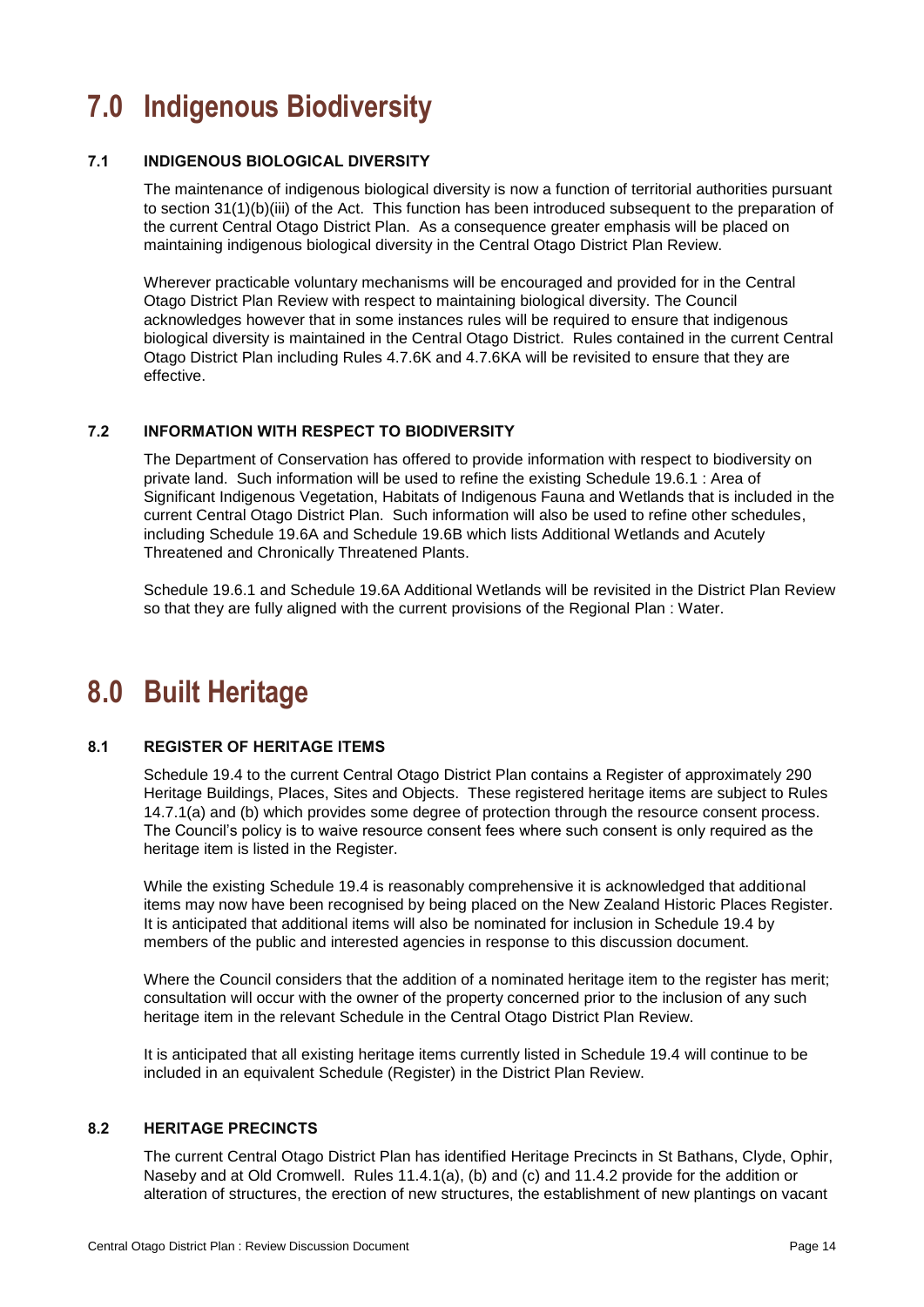# 7.0 Indigenous Biodiversity

### 7.1 INDIGENOUS BIOLOGICAL DIVERSITY

The maintenance of indigenous biological diversity is now a function of territorial authorities pursuant to section 31(1)(b)(iii) of the Act. This function has been introduced subsequent to the preparation of the current Central Otago District Plan. As a consequence greater emphasis will be placed on maintaining indigenous biological diversity in the Central Otago District Plan Review.

Wherever practicable voluntary mechanisms will be encouraged and provided for in the Central Otago District Plan Review with respect to maintaining biological diversity. The Council acknowledges however that in some instances rules will be required to ensure that indigenous biological diversity is maintained in the Central Otago District. Rules contained in the current Central Otago District Plan including Rules 4.7.6K and 4.7.6KA will be revisited to ensure that they are effective.

### 7.2 INFORMATION WITH RESPECT TO BIODIVERSITY

The Department of Conservation has offered to provide information with respect to biodiversity on private land. Such information will be used to refine the existing Schedule 19.6.1 : Area of Significant Indigenous Vegetation, Habitats of Indigenous Fauna and Wetlands that is included in the current Central Otago District Plan. Such information will also be used to refine other schedules, including Schedule 19.6A and Schedule 19.6B which lists Additional Wetlands and Acutely Threatened and Chronically Threatened Plants.

Schedule 19.6.1 and Schedule 19.6A Additional Wetlands will be revisited in the District Plan Review so that they are fully aligned with the current provisions of the Regional Plan : Water.

# 8.0 Built Heritage

### 8.1 REGISTER OF HERITAGE ITEMS

Schedule 19.4 to the current Central Otago District Plan contains a Register of approximately 290 Heritage Buildings, Places, Sites and Objects. These registered heritage items are subject to Rules 14.7.1(a) and (b) which provides some degree of protection through the resource consent process. The Council's policy is to waive resource consent fees where such consent is only required as the heritage item is listed in the Register.

While the existing Schedule 19.4 is reasonably comprehensive it is acknowledged that additional items may now have been recognised by being placed on the New Zealand Historic Places Register. It is anticipated that additional items will also be nominated for inclusion in Schedule 19.4 by members of the public and interested agencies in response to this discussion document.

Where the Council considers that the addition of a nominated heritage item to the register has merit; consultation will occur with the owner of the property concerned prior to the inclusion of any such heritage item in the relevant Schedule in the Central Otago District Plan Review.

It is anticipated that all existing heritage items currently listed in Schedule 19.4 will continue to be included in an equivalent Schedule (Register) in the District Plan Review.

### 8.2 HERITAGE PRECINCTS

The current Central Otago District Plan has identified Heritage Precincts in St Bathans, Clyde, Ophir, Naseby and at Old Cromwell. Rules 11.4.1(a), (b) and (c) and 11.4.2 provide for the addition or alteration of structures, the erection of new structures, the establishment of new plantings on vacant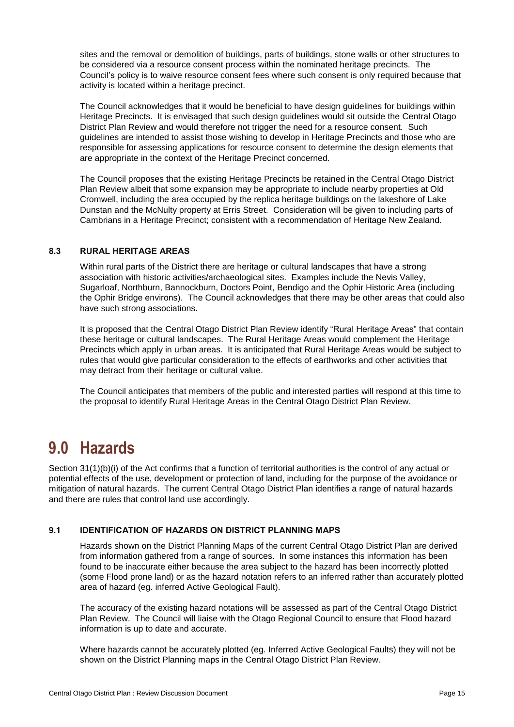sites and the removal or demolition of buildings, parts of buildings, stone walls or other structures to be considered via a resource consent process within the nominated heritage precincts. The Council's policy is to waive resource consent fees where such consent is only required because that activity is located within a heritage precinct.

The Council acknowledges that it would be beneficial to have design guidelines for buildings within Heritage Precincts. It is envisaged that such design guidelines would sit outside the Central Otago District Plan Review and would therefore not trigger the need for a resource consent. Such guidelines are intended to assist those wishing to develop in Heritage Precincts and those who are responsible for assessing applications for resource consent to determine the design elements that are appropriate in the context of the Heritage Precinct concerned.

The Council proposes that the existing Heritage Precincts be retained in the Central Otago District Plan Review albeit that some expansion may be appropriate to include nearby properties at Old Cromwell, including the area occupied by the replica heritage buildings on the lakeshore of Lake Dunstan and the McNulty property at Erris Street. Consideration will be given to including parts of Cambrians in a Heritage Precinct; consistent with a recommendation of Heritage New Zealand.

### 8.3 RURAL HERITAGE AREAS

Within rural parts of the District there are heritage or cultural landscapes that have a strong association with historic activities/archaeological sites. Examples include the Nevis Valley, Sugarloaf, Northburn, Bannockburn, Doctors Point, Bendigo and the Ophir Historic Area (including the Ophir Bridge environs). The Council acknowledges that there may be other areas that could also have such strong associations.

It is proposed that the Central Otago District Plan Review identify "Rural Heritage Areas" that contain these heritage or cultural landscapes. The Rural Heritage Areas would complement the Heritage Precincts which apply in urban areas. It is anticipated that Rural Heritage Areas would be subject to rules that would give particular consideration to the effects of earthworks and other activities that may detract from their heritage or cultural value.

The Council anticipates that members of the public and interested parties will respond at this time to the proposal to identify Rural Heritage Areas in the Central Otago District Plan Review.

# 9.0 Hazards

Section 31(1)(b)(i) of the Act confirms that a function of territorial authorities is the control of any actual or potential effects of the use, development or protection of land, including for the purpose of the avoidance or mitigation of natural hazards. The current Central Otago District Plan identifies a range of natural hazards and there are rules that control land use accordingly.

### 9.1 IDENTIFICATION OF HAZARDS ON DISTRICT PLANNING MAPS

Hazards shown on the District Planning Maps of the current Central Otago District Plan are derived from information gathered from a range of sources. In some instances this information has been found to be inaccurate either because the area subject to the hazard has been incorrectly plotted (some Flood prone land) or as the hazard notation refers to an inferred rather than accurately plotted area of hazard (eg. inferred Active Geological Fault).

The accuracy of the existing hazard notations will be assessed as part of the Central Otago District Plan Review. The Council will liaise with the Otago Regional Council to ensure that Flood hazard information is up to date and accurate.

Where hazards cannot be accurately plotted (eg. Inferred Active Geological Faults) they will not be shown on the District Planning maps in the Central Otago District Plan Review.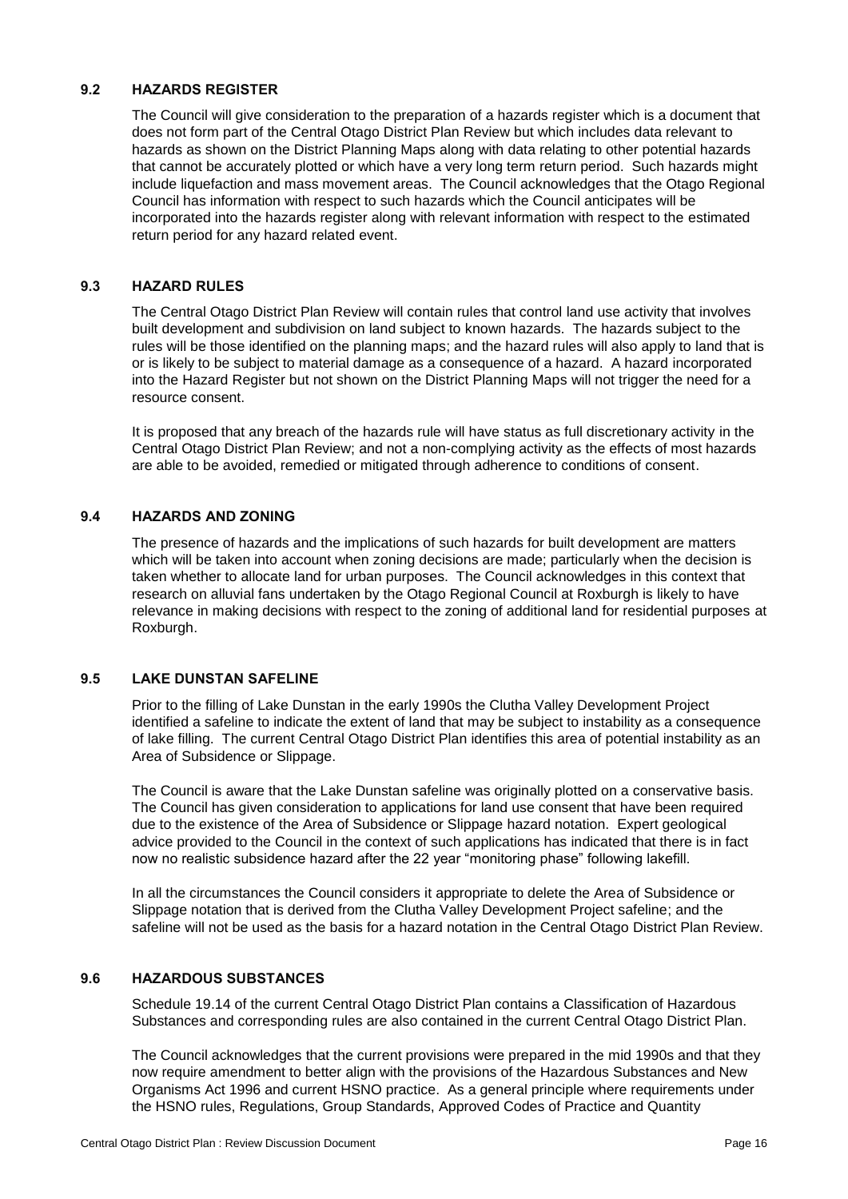### 9.2 HAZARDS REGISTER

The Council will give consideration to the preparation of a hazards register which is a document that does not form part of the Central Otago District Plan Review but which includes data relevant to hazards as shown on the District Planning Maps along with data relating to other potential hazards that cannot be accurately plotted or which have a very long term return period. Such hazards might include liquefaction and mass movement areas. The Council acknowledges that the Otago Regional Council has information with respect to such hazards which the Council anticipates will be incorporated into the hazards register along with relevant information with respect to the estimated return period for any hazard related event.

### 9.3 HAZARD RULES

The Central Otago District Plan Review will contain rules that control land use activity that involves built development and subdivision on land subject to known hazards. The hazards subject to the rules will be those identified on the planning maps; and the hazard rules will also apply to land that is or is likely to be subject to material damage as a consequence of a hazard. A hazard incorporated into the Hazard Register but not shown on the District Planning Maps will not trigger the need for a resource consent.

It is proposed that any breach of the hazards rule will have status as full discretionary activity in the Central Otago District Plan Review; and not a non-complying activity as the effects of most hazards are able to be avoided, remedied or mitigated through adherence to conditions of consent.

### 9.4 HAZARDS AND ZONING

The presence of hazards and the implications of such hazards for built development are matters which will be taken into account when zoning decisions are made; particularly when the decision is taken whether to allocate land for urban purposes. The Council acknowledges in this context that research on alluvial fans undertaken by the Otago Regional Council at Roxburgh is likely to have relevance in making decisions with respect to the zoning of additional land for residential purposes at Roxburgh.

### 9.5 LAKE DUNSTAN SAFELINE

Prior to the filling of Lake Dunstan in the early 1990s the Clutha Valley Development Project identified a safeline to indicate the extent of land that may be subject to instability as a consequence of lake filling. The current Central Otago District Plan identifies this area of potential instability as an Area of Subsidence or Slippage.

The Council is aware that the Lake Dunstan safeline was originally plotted on a conservative basis. The Council has given consideration to applications for land use consent that have been required due to the existence of the Area of Subsidence or Slippage hazard notation. Expert geological advice provided to the Council in the context of such applications has indicated that there is in fact now no realistic subsidence hazard after the 22 year "monitoring phase" following lakefill.

In all the circumstances the Council considers it appropriate to delete the Area of Subsidence or Slippage notation that is derived from the Clutha Valley Development Project safeline; and the safeline will not be used as the basis for a hazard notation in the Central Otago District Plan Review.

### 9.6 HAZARDOUS SUBSTANCES

Schedule 19.14 of the current Central Otago District Plan contains a Classification of Hazardous Substances and corresponding rules are also contained in the current Central Otago District Plan.

The Council acknowledges that the current provisions were prepared in the mid 1990s and that they now require amendment to better align with the provisions of the Hazardous Substances and New Organisms Act 1996 and current HSNO practice. As a general principle where requirements under the HSNO rules, Regulations, Group Standards, Approved Codes of Practice and Quantity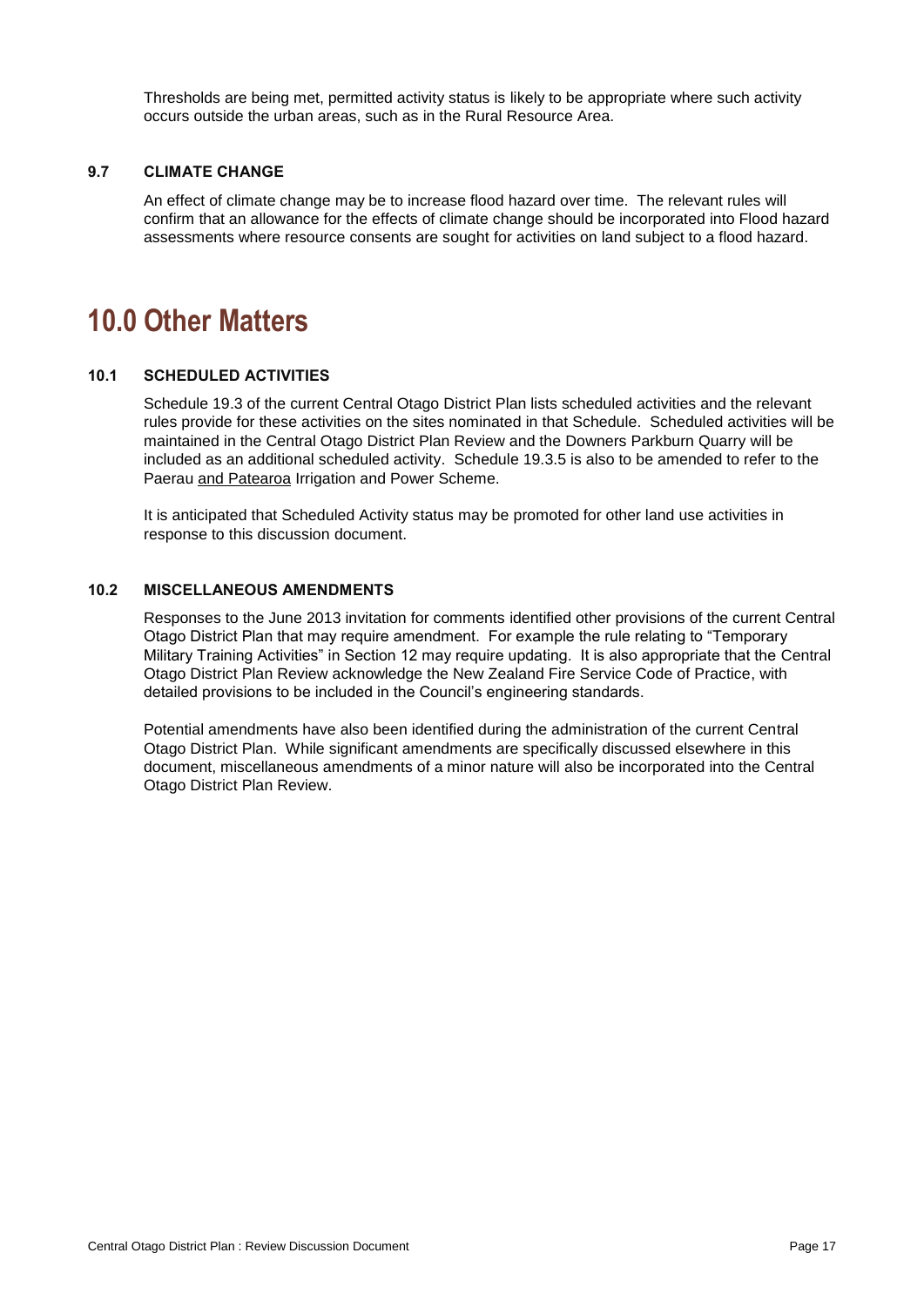Thresholds are being met, permitted activity status is likely to be appropriate where such activity occurs outside the urban areas, such as in the Rural Resource Area.

### 9.7 CLIMATE CHANGE

An effect of climate change may be to increase flood hazard over time. The relevant rules will confirm that an allowance for the effects of climate change should be incorporated into Flood hazard assessments where resource consents are sought for activities on land subject to a flood hazard.

# 10.0 Other Matters

### 10.1 SCHEDULED ACTIVITIES

Schedule 19.3 of the current Central Otago District Plan lists scheduled activities and the relevant rules provide for these activities on the sites nominated in that Schedule. Scheduled activities will be maintained in the Central Otago District Plan Review and the Downers Parkburn Quarry will be included as an additional scheduled activity. Schedule 19.3.5 is also to be amended to refer to the Paerau <u>and Patearoa</u> Irrigation and Power Scheme.

It is anticipated that Scheduled Activity status may be promoted for other land use activities in response to this discussion document.

### 10.2 MISCELLANEOUS AMENDMENTS

Responses to the June 2013 invitation for comments identified other provisions of the current Central Otago District Plan that may require amendment. For example the rule relating to "Temporary Military Training Activities" in Section 12 may require updating. It is also appropriate that the Central Otago District Plan Review acknowledge the New Zealand Fire Service Code of Practice, with detailed provisions to be included in the Council's engineering standards.

Potential amendments have also been identified during the administration of the current Central Otago District Plan. While significant amendments are specifically discussed elsewhere in this document, miscellaneous amendments of a minor nature will also be incorporated into the Central Otago District Plan Review.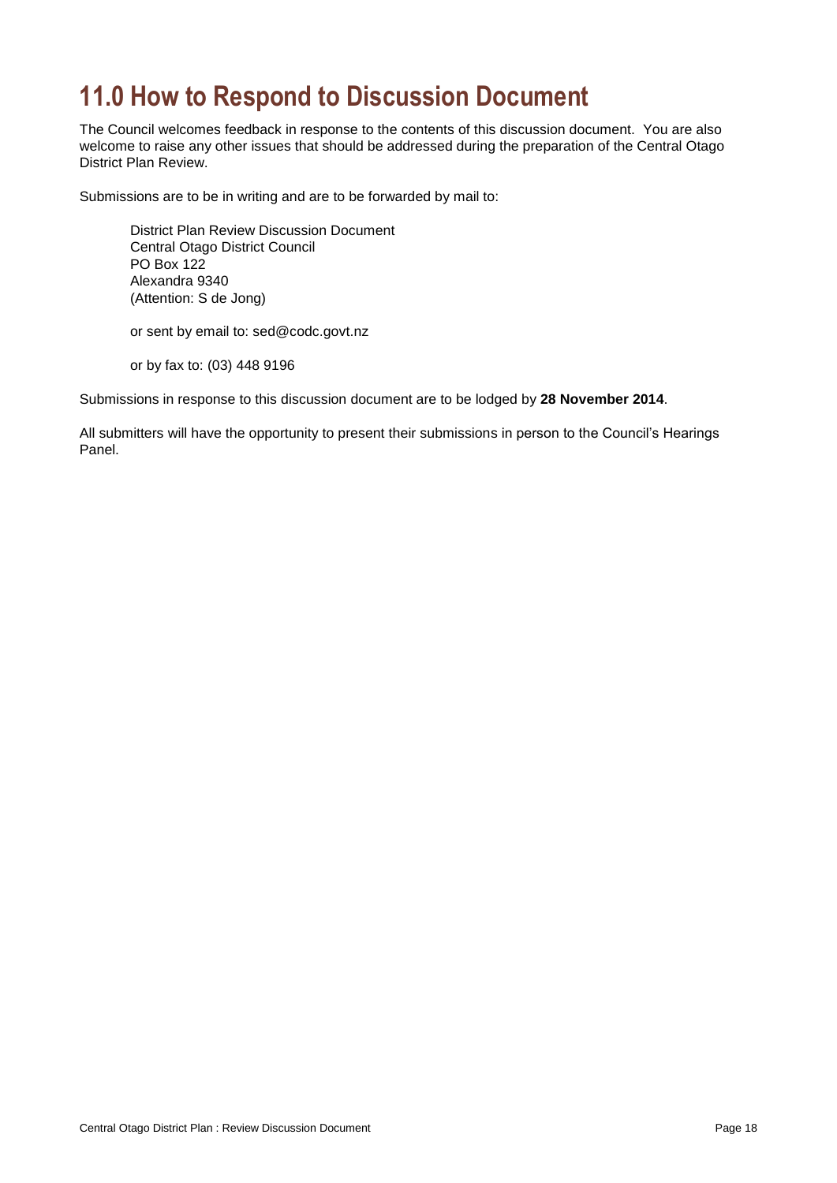# 11.0 How to Respond to Discussion Document

The Council welcomes feedback in response to the contents of this discussion document. You are also welcome to raise any other issues that should be addressed during the preparation of the Central Otago District Plan Review.

Submissions are to be in writing and are to be forwarded by mail to:

District Plan Review Discussion Document
Central Otago District Council
PO Box 122
Alexandra 9340
(Attention: S de Jong)

or sent by email to: sed@codc.govt.nz

or by fax to: (03) 448 9196

Submissions in response to this discussion document are to be lodged by **28 November 2014**.

All submitters will have the opportunity to present their submissions in person to the Council's Hearings Panel.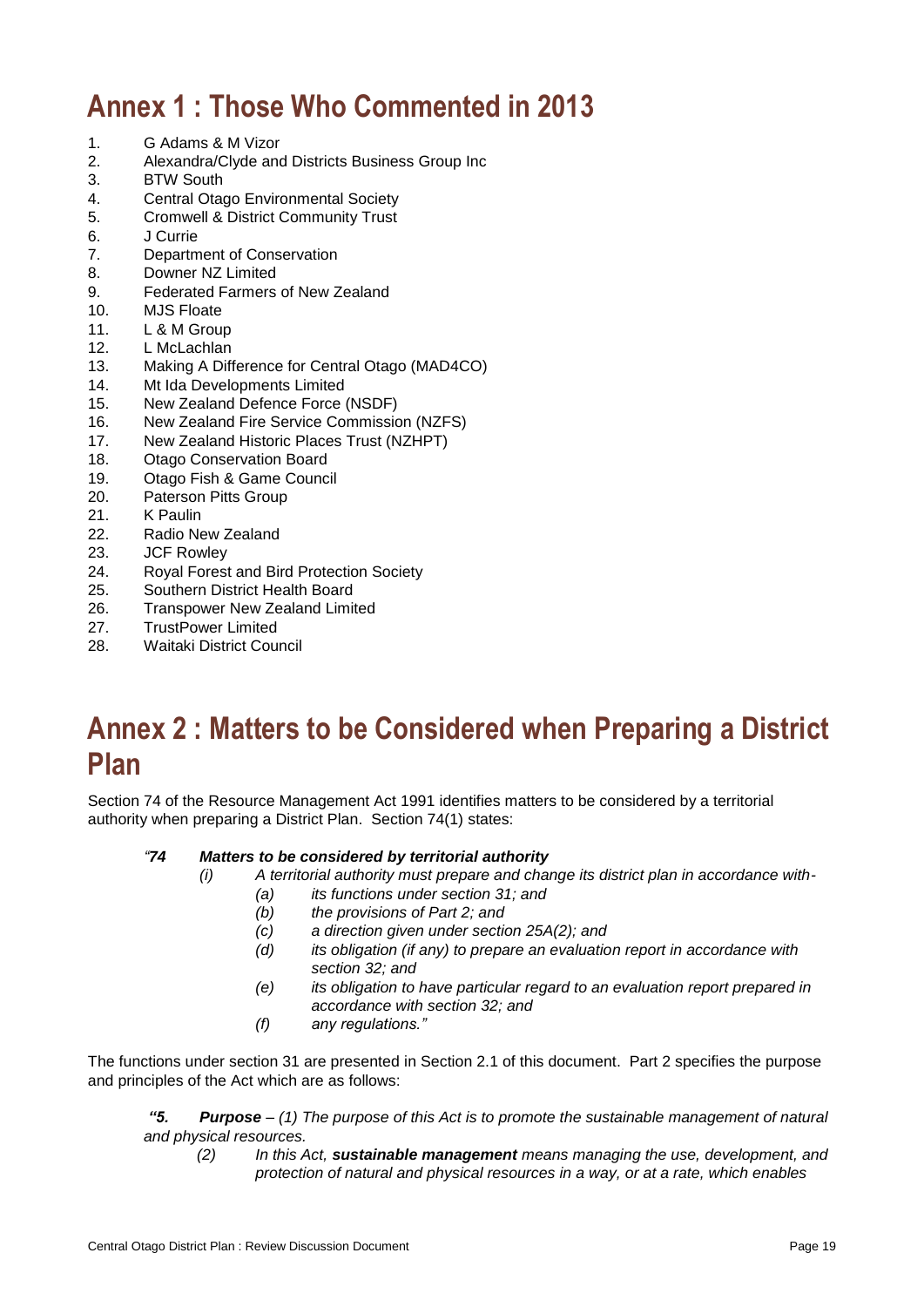# Annex 1 : Those Who Commented in 2013

1. G Adams & M Vizor
2. Alexandra/Clyde and Districts Business Group Inc
3. BTW South
4. Central Otago Environmental Society
5. Cromwell & District Community Trust
6. J Currie
7. Department of Conservation
8. Downer NZ Limited
9. Federated Farmers of New Zealand
10. MJS Floate
11. L & M Group
12. L McLachlan
13. Making A Difference for Central Otago (MAD4CO)
14. Mt Ida Developments Limited
15. New Zealand Defence Force (NSDF)
16. New Zealand Fire Service Commission (NZFS)
17. New Zealand Historic Places Trust (NZHPT)
18. Otago Conservation Board
19. Otago Fish & Game Council
20. Paterson Pitts Group
21. K Paulin
22. Radio New Zealand
23. JCF Rowley
24. Royal Forest and Bird Protection Society
25. Southern District Health Board
26. Transpower New Zealand Limited
27. TrustPower Limited
28. Waitaki District Council

# Annex 2 : Matters to be Considered when Preparing a District Plan

Section 74 of the Resource Management Act 1991 identifies matters to be considered by a territorial authority when preparing a District Plan. Section 74(1) states:

> *"**74 Matters to be considered by territorial authority***
>
> *(i) A territorial authority must prepare and change its district plan in accordance with-*
>
> *(a) its functions under section 31; and*
>
> *(b) the provisions of Part 2; and*
>
> *(c) a direction given under section 25A(2); and*
>
> *(d) its obligation (if any) to prepare an evaluation report in accordance with section 32; and*
>
> *(e) its obligation to have particular regard to an evaluation report prepared in accordance with section 32; and*
>
> *(f) any regulations."*

The functions under section 31 are presented in Section 2.1 of this document. Part 2 specifies the purpose and principles of the Act which are as follows:

> ***"5. Purpose** – (1) The purpose of this Act is to promote the sustainable management of natural and physical resources.*
>
> *(2) In this Act, **sustainable management** means managing the use, development, and protection of natural and physical resources in a way, or at a rate, which enables*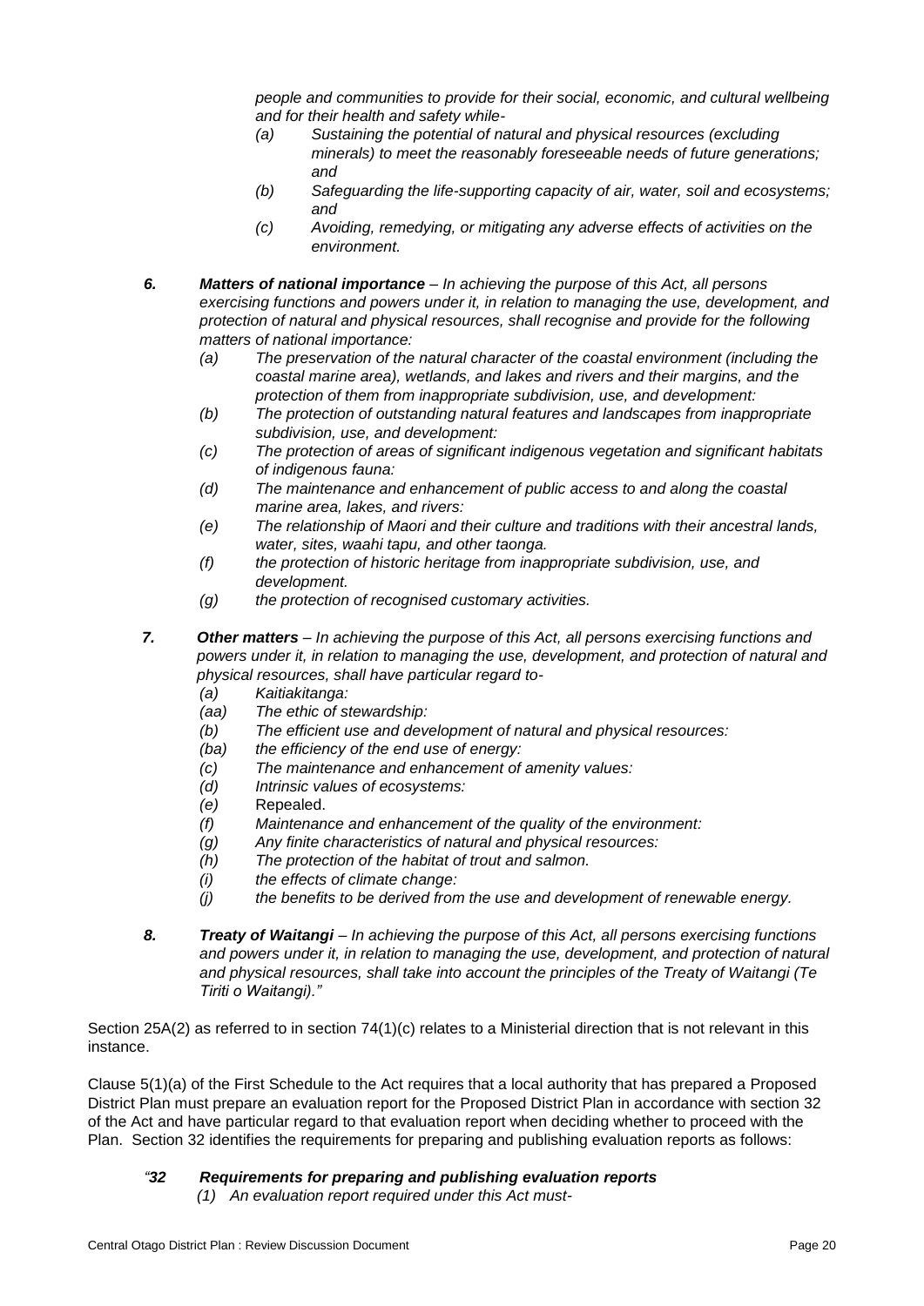*people and communities to provide for their social, economic, and cultural wellbeing and for their health and safety while-*

- *(a) Sustaining the potential of natural and physical resources (excluding minerals) to meet the reasonably foreseeable needs of future generations; and*
- *(b) Safeguarding the life-supporting capacity of air, water, soil and ecosystems; and*
- *(c) Avoiding, remedying, or mitigating any adverse effects of activities on the environment.*

***6. Matters of national importance** – In achieving the purpose of this Act, all persons exercising functions and powers under it, in relation to managing the use, development, and protection of natural and physical resources, shall recognise and provide for the following matters of national importance:*

- *(a) The preservation of the natural character of the coastal environment (including the coastal marine area), wetlands, and lakes and rivers and their margins, and the protection of them from inappropriate subdivision, use, and development:*
- *(b) The protection of outstanding natural features and landscapes from inappropriate subdivision, use, and development:*
- *(c) The protection of areas of significant indigenous vegetation and significant habitats of indigenous fauna:*
- *(d) The maintenance and enhancement of public access to and along the coastal marine area, lakes, and rivers:*
- *(e) The relationship of Maori and their culture and traditions with their ancestral lands, water, sites, waahi tapu, and other taonga.*
- *(f) the protection of historic heritage from inappropriate subdivision, use, and development.*
- *(g) the protection of recognised customary activities.*

***7. Other matters** – In achieving the purpose of this Act, all persons exercising functions and powers under it, in relation to managing the use, development, and protection of natural and physical resources, shall have particular regard to-*

- *(a) Kaitiakitanga:*
- *(aa) The ethic of stewardship:*
- *(b) The efficient use and development of natural and physical resources:*
- *(ba) the efficiency of the end use of energy:*
- *(c) The maintenance and enhancement of amenity values:*
- *(d) Intrinsic values of ecosystems:*
- *(e)* Repealed.
- *(f) Maintenance and enhancement of the quality of the environment:*
- *(g) Any finite characteristics of natural and physical resources:*
- *(h) The protection of the habitat of trout and salmon.*
- *(i) the effects of climate change:*
- *(j) the benefits to be derived from the use and development of renewable energy.*

***8. Treaty of Waitangi** – In achieving the purpose of this Act, all persons exercising functions and powers under it, in relation to managing the use, development, and protection of natural and physical resources, shall take into account the principles of the Treaty of Waitangi (Te Tiriti o Waitangi)."*

Section 25A(2) as referred to in section 74(1)(c) relates to a Ministerial direction that is not relevant in this instance.

Clause 5(1)(a) of the First Schedule to the Act requires that a local authority that has prepared a Proposed District Plan must prepare an evaluation report for the Proposed District Plan in accordance with section 32 of the Act and have particular regard to that evaluation report when deciding whether to proceed with the Plan. Section 32 identifies the requirements for preparing and publishing evaluation reports as follows:

*"**32 Requirements for preparing and publishing evaluation reports***

*(1) An evaluation report required under this Act must-*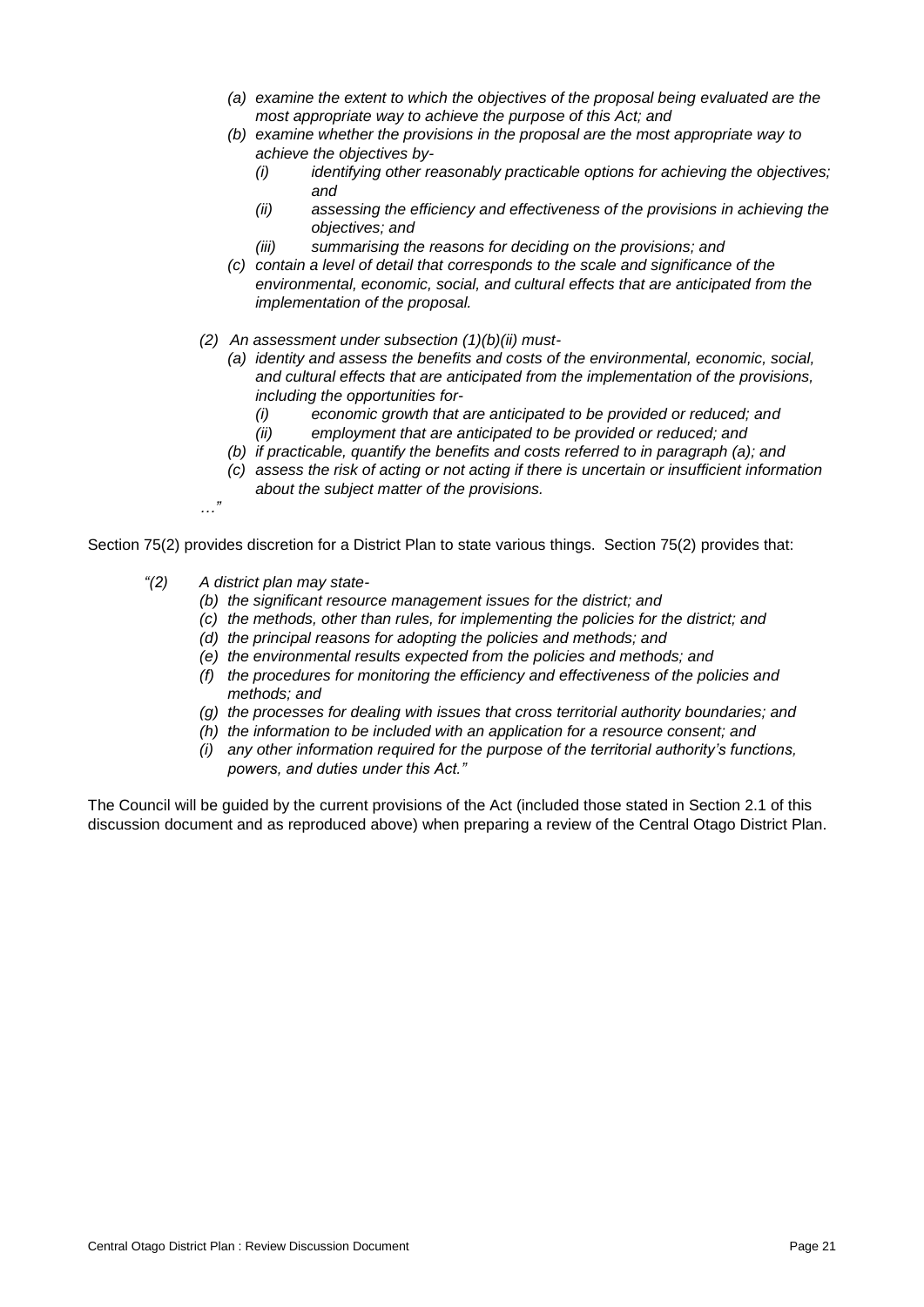*(a) examine the extent to which the objectives of the proposal being evaluated are the most appropriate way to achieve the purpose of this Act; and*

*(b) examine whether the provisions in the proposal are the most appropriate way to achieve the objectives by-*

*(i) identifying other reasonably practicable options for achieving the objectives; and*

*(ii) assessing the efficiency and effectiveness of the provisions in achieving the objectives; and*

*(iii) summarising the reasons for deciding on the provisions; and*

*(c) contain a level of detail that corresponds to the scale and significance of the environmental, economic, social, and cultural effects that are anticipated from the implementation of the proposal.*

*(2) An assessment under subsection (1)(b)(ii) must-*

*(a) identity and assess the benefits and costs of the environmental, economic, social, and cultural effects that are anticipated from the implementation of the provisions, including the opportunities for-*

*(i) economic growth that are anticipated to be provided or reduced; and*

*(ii) employment that are anticipated to be provided or reduced; and*

*(b) if practicable, quantify the benefits and costs referred to in paragraph (a); and*

*(c) assess the risk of acting or not acting if there is uncertain or insufficient information about the subject matter of the provisions.*

*…"*

Section 75(2) provides discretion for a District Plan to state various things. Section 75(2) provides that:

*"(2) A district plan may state-*

*(b) the significant resource management issues for the district; and*

*(c) the methods, other than rules, for implementing the policies for the district; and*

*(d) the principal reasons for adopting the policies and methods; and*

*(e) the environmental results expected from the policies and methods; and*

*(f) the procedures for monitoring the efficiency and effectiveness of the policies and methods; and*

*(g) the processes for dealing with issues that cross territorial authority boundaries; and*

*(h) the information to be included with an application for a resource consent; and*

*(i) any other information required for the purpose of the territorial authority's functions, powers, and duties under this Act."*

The Council will be guided by the current provisions of the Act (included those stated in Section 2.1 of this discussion document and as reproduced above) when preparing a review of the Central Otago District Plan.